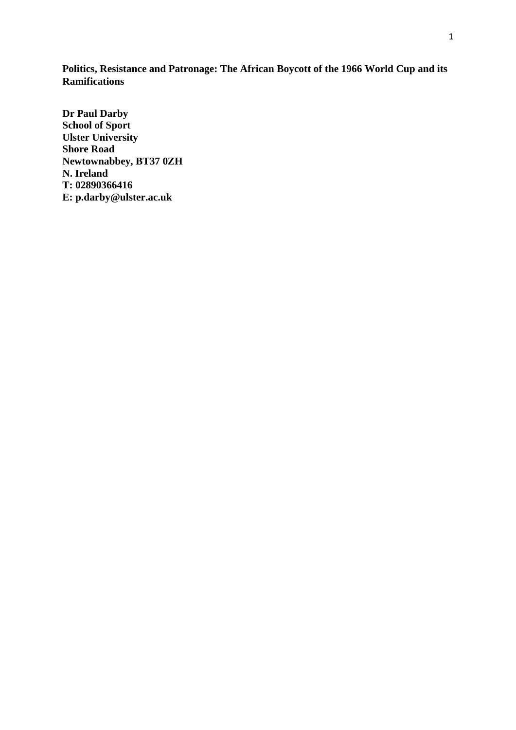# Politics, Resistance and Patronage: The African Boycott of the 1966 World Cup and its Ramifications

**Dr Paul Darby**
**School of Sport**
**Ulster University**
**Shore Road**
**Newtownabbey, BT37 0ZH**
**N. Ireland**
**T: 02890366416**
**E: p.darby@ulster.ac.uk**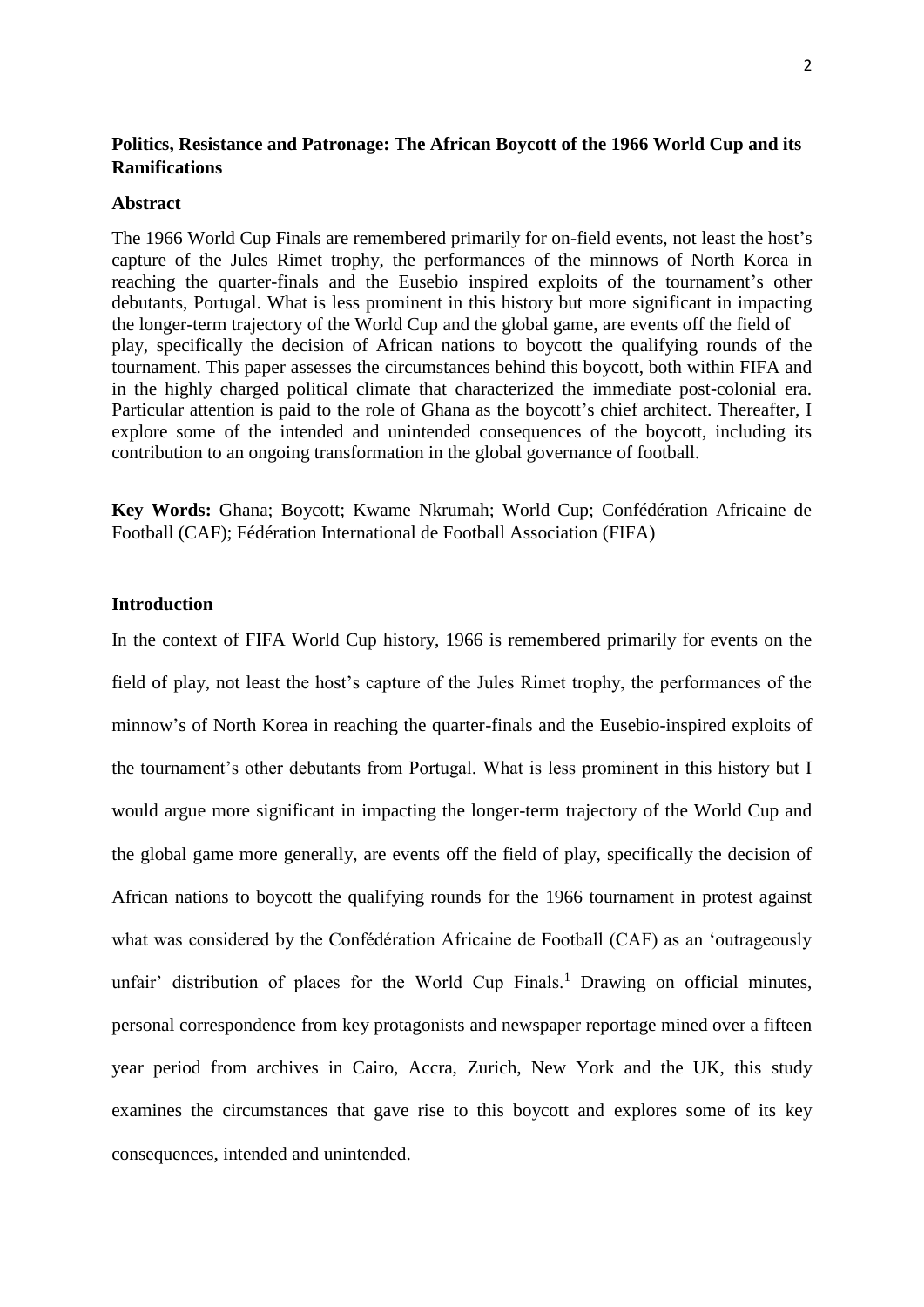**Politics, Resistance and Patronage: The African Boycott of the 1966 World Cup and its Ramifications**

**Abstract**

The 1966 World Cup Finals are remembered primarily for on-field events, not least the host's capture of the Jules Rimet trophy, the performances of the minnows of North Korea in reaching the quarter-finals and the Eusebio inspired exploits of the tournament's other debutants, Portugal. What is less prominent in this history but more significant in impacting the longer-term trajectory of the World Cup and the global game, are events off the field of play, specifically the decision of African nations to boycott the qualifying rounds of the tournament. This paper assesses the circumstances behind this boycott, both within FIFA and in the highly charged political climate that characterized the immediate post-colonial era. Particular attention is paid to the role of Ghana as the boycott's chief architect. Thereafter, I explore some of the intended and unintended consequences of the boycott, including its contribution to an ongoing transformation in the global governance of football.

**Key Words:** Ghana; Boycott; Kwame Nkrumah; World Cup; Confédération Africaine de Football (CAF); Fédération International de Football Association (FIFA)

**Introduction**

In the context of FIFA World Cup history, 1966 is remembered primarily for events on the field of play, not least the host's capture of the Jules Rimet trophy, the performances of the minnow's of North Korea in reaching the quarter-finals and the Eusebio-inspired exploits of the tournament's other debutants from Portugal. What is less prominent in this history but I would argue more significant in impacting the longer-term trajectory of the World Cup and the global game more generally, are events off the field of play, specifically the decision of African nations to boycott the qualifying rounds for the 1966 tournament in protest against what was considered by the Confédération Africaine de Football (CAF) as an 'outrageously unfair' distribution of places for the World Cup Finals.[1] Drawing on official minutes, personal correspondence from key protagonists and newspaper reportage mined over a fifteen year period from archives in Cairo, Accra, Zurich, New York and the UK, this study examines the circumstances that gave rise to this boycott and explores some of its key consequences, intended and unintended.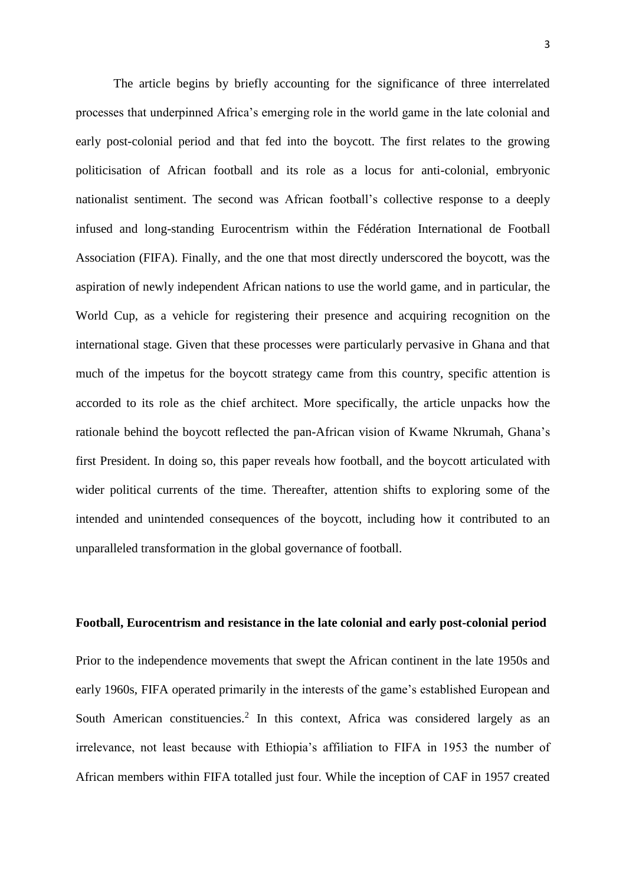The article begins by briefly accounting for the significance of three interrelated processes that underpinned Africa's emerging role in the world game in the late colonial and early post-colonial period and that fed into the boycott. The first relates to the growing politicisation of African football and its role as a locus for anti-colonial, embryonic nationalist sentiment. The second was African football's collective response to a deeply infused and long-standing Eurocentrism within the Fédération International de Football Association (FIFA). Finally, and the one that most directly underscored the boycott, was the aspiration of newly independent African nations to use the world game, and in particular, the World Cup, as a vehicle for registering their presence and acquiring recognition on the international stage. Given that these processes were particularly pervasive in Ghana and that much of the impetus for the boycott strategy came from this country, specific attention is accorded to its role as the chief architect. More specifically, the article unpacks how the rationale behind the boycott reflected the pan-African vision of Kwame Nkrumah, Ghana's first President. In doing so, this paper reveals how football, and the boycott articulated with wider political currents of the time. Thereafter, attention shifts to exploring some of the intended and unintended consequences of the boycott, including how it contributed to an unparalleled transformation in the global governance of football.

## Football, Eurocentrism and resistance in the late colonial and early post-colonial period

Prior to the independence movements that swept the African continent in the late 1950s and early 1960s, FIFA operated primarily in the interests of the game's established European and South American constituencies.[2] In this context, Africa was considered largely as an irrelevance, not least because with Ethiopia's affiliation to FIFA in 1953 the number of African members within FIFA totalled just four. While the inception of CAF in 1957 created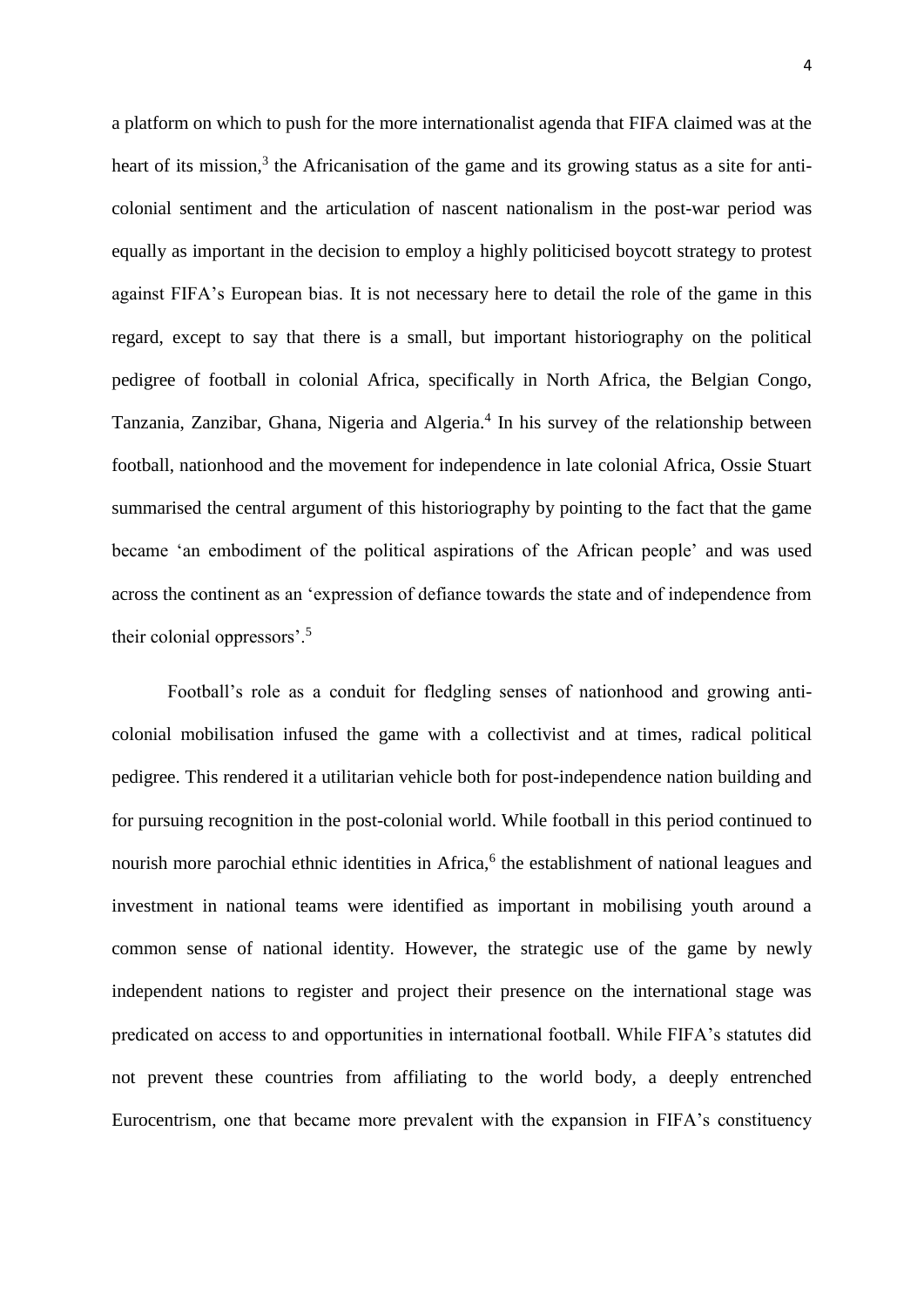a platform on which to push for the more internationalist agenda that FIFA claimed was at the heart of its mission,[3] the Africanisation of the game and its growing status as a site for anti-colonial sentiment and the articulation of nascent nationalism in the post-war period was equally as important in the decision to employ a highly politicised boycott strategy to protest against FIFA's European bias. It is not necessary here to detail the role of the game in this regard, except to say that there is a small, but important historiography on the political pedigree of football in colonial Africa, specifically in North Africa, the Belgian Congo, Tanzania, Zanzibar, Ghana, Nigeria and Algeria.[4] In his survey of the relationship between football, nationhood and the movement for independence in late colonial Africa, Ossie Stuart summarised the central argument of this historiography by pointing to the fact that the game became 'an embodiment of the political aspirations of the African people' and was used across the continent as an 'expression of defiance towards the state and of independence from their colonial oppressors'.[5]

Football's role as a conduit for fledgling senses of nationhood and growing anti-colonial mobilisation infused the game with a collectivist and at times, radical political pedigree. This rendered it a utilitarian vehicle both for post-independence nation building and for pursuing recognition in the post-colonial world. While football in this period continued to nourish more parochial ethnic identities in Africa,[6] the establishment of national leagues and investment in national teams were identified as important in mobilising youth around a common sense of national identity. However, the strategic use of the game by newly independent nations to register and project their presence on the international stage was predicated on access to and opportunities in international football. While FIFA's statutes did not prevent these countries from affiliating to the world body, a deeply entrenched Eurocentrism, one that became more prevalent with the expansion in FIFA's constituency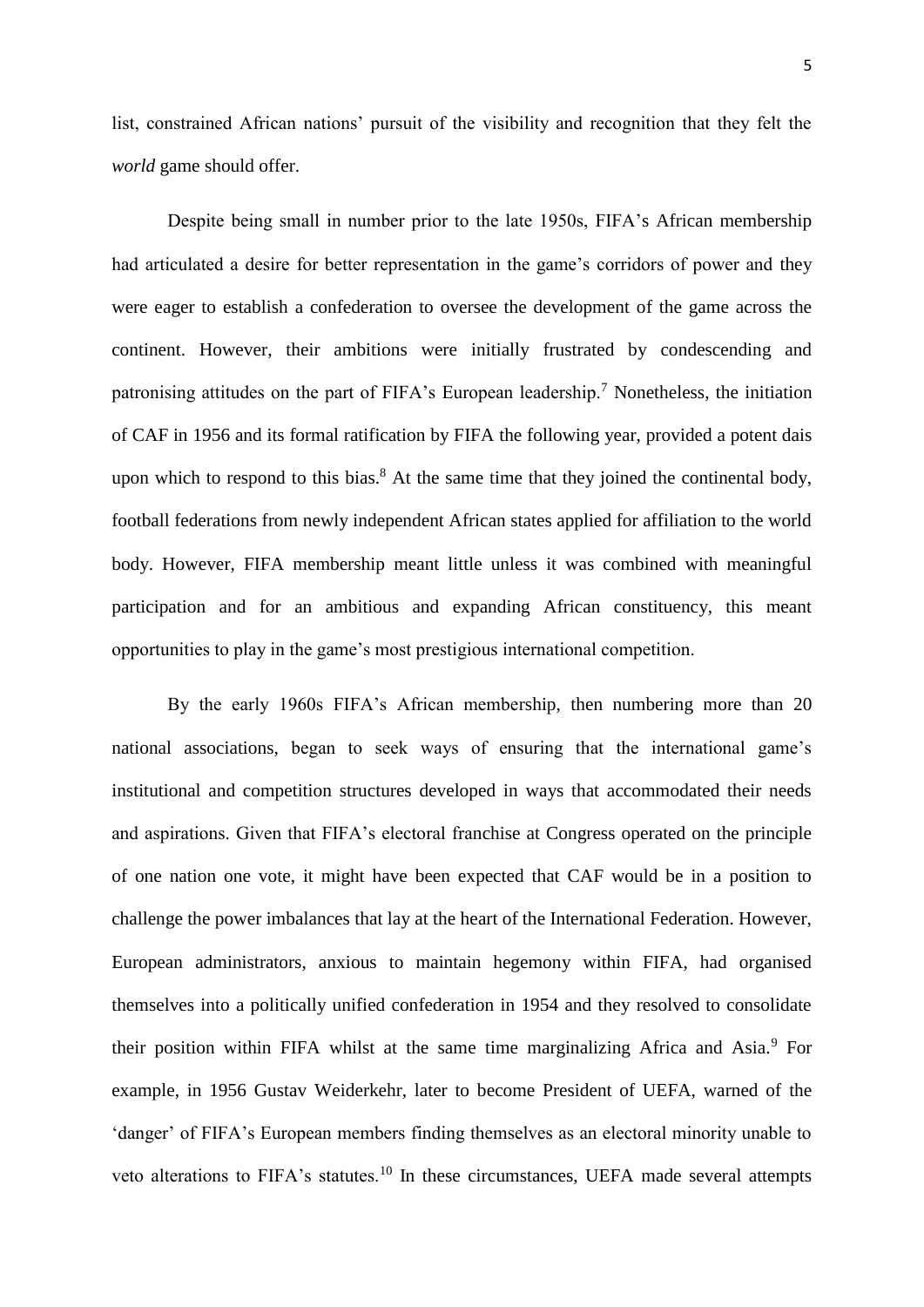list, constrained African nations' pursuit of the visibility and recognition that they felt the *world* game should offer.

Despite being small in number prior to the late 1950s, FIFA's African membership had articulated a desire for better representation in the game's corridors of power and they were eager to establish a confederation to oversee the development of the game across the continent. However, their ambitions were initially frustrated by condescending and patronising attitudes on the part of FIFA's European leadership.[7] Nonetheless, the initiation of CAF in 1956 and its formal ratification by FIFA the following year, provided a potent dais upon which to respond to this bias.[8] At the same time that they joined the continental body, football federations from newly independent African states applied for affiliation to the world body. However, FIFA membership meant little unless it was combined with meaningful participation and for an ambitious and expanding African constituency, this meant opportunities to play in the game's most prestigious international competition.

By the early 1960s FIFA's African membership, then numbering more than 20 national associations, began to seek ways of ensuring that the international game's institutional and competition structures developed in ways that accommodated their needs and aspirations. Given that FIFA's electoral franchise at Congress operated on the principle of one nation one vote, it might have been expected that CAF would be in a position to challenge the power imbalances that lay at the heart of the International Federation. However, European administrators, anxious to maintain hegemony within FIFA, had organised themselves into a politically unified confederation in 1954 and they resolved to consolidate their position within FIFA whilst at the same time marginalizing Africa and Asia.[9] For example, in 1956 Gustav Weiderkehr, later to become President of UEFA, warned of the 'danger' of FIFA's European members finding themselves as an electoral minority unable to veto alterations to FIFA's statutes.[10] In these circumstances, UEFA made several attempts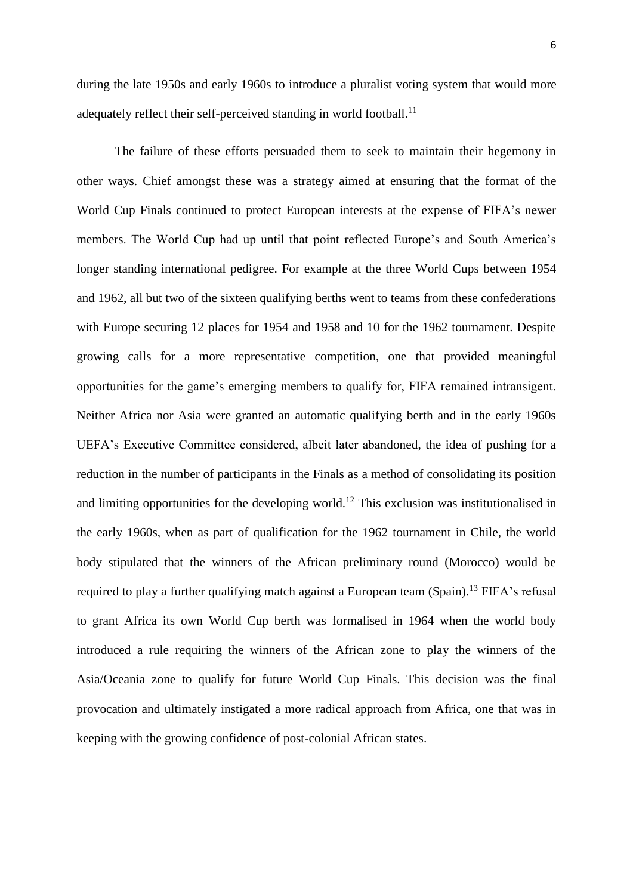during the late 1950s and early 1960s to introduce a pluralist voting system that would more adequately reflect their self-perceived standing in world football.[11]

The failure of these efforts persuaded them to seek to maintain their hegemony in other ways. Chief amongst these was a strategy aimed at ensuring that the format of the World Cup Finals continued to protect European interests at the expense of FIFA's newer members. The World Cup had up until that point reflected Europe's and South America's longer standing international pedigree. For example at the three World Cups between 1954 and 1962, all but two of the sixteen qualifying berths went to teams from these confederations with Europe securing 12 places for 1954 and 1958 and 10 for the 1962 tournament. Despite growing calls for a more representative competition, one that provided meaningful opportunities for the game's emerging members to qualify for, FIFA remained intransigent. Neither Africa nor Asia were granted an automatic qualifying berth and in the early 1960s UEFA's Executive Committee considered, albeit later abandoned, the idea of pushing for a reduction in the number of participants in the Finals as a method of consolidating its position and limiting opportunities for the developing world.[12] This exclusion was institutionalised in the early 1960s, when as part of qualification for the 1962 tournament in Chile, the world body stipulated that the winners of the African preliminary round (Morocco) would be required to play a further qualifying match against a European team (Spain).[13] FIFA's refusal to grant Africa its own World Cup berth was formalised in 1964 when the world body introduced a rule requiring the winners of the African zone to play the winners of the Asia/Oceania zone to qualify for future World Cup Finals. This decision was the final provocation and ultimately instigated a more radical approach from Africa, one that was in keeping with the growing confidence of post-colonial African states.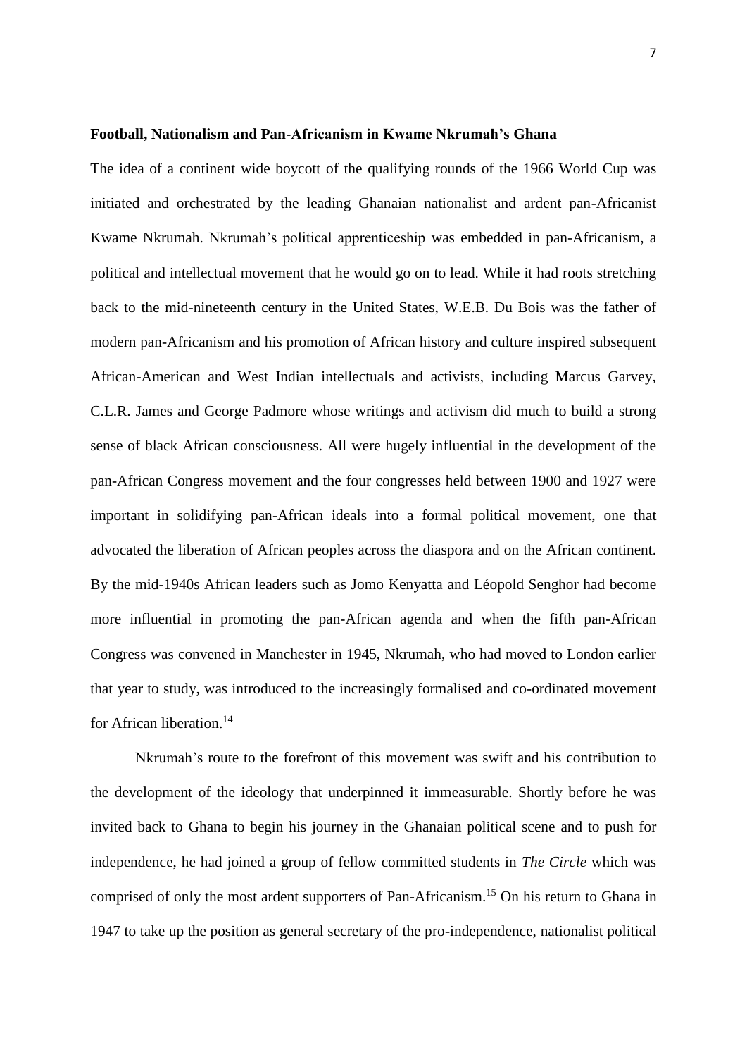**Football, Nationalism and Pan-Africanism in Kwame Nkrumah's Ghana**

The idea of a continent wide boycott of the qualifying rounds of the 1966 World Cup was initiated and orchestrated by the leading Ghanaian nationalist and ardent pan-Africanist Kwame Nkrumah. Nkrumah's political apprenticeship was embedded in pan-Africanism, a political and intellectual movement that he would go on to lead. While it had roots stretching back to the mid-nineteenth century in the United States, W.E.B. Du Bois was the father of modern pan-Africanism and his promotion of African history and culture inspired subsequent African-American and West Indian intellectuals and activists, including Marcus Garvey, C.L.R. James and George Padmore whose writings and activism did much to build a strong sense of black African consciousness. All were hugely influential in the development of the pan-African Congress movement and the four congresses held between 1900 and 1927 were important in solidifying pan-African ideals into a formal political movement, one that advocated the liberation of African peoples across the diaspora and on the African continent. By the mid-1940s African leaders such as Jomo Kenyatta and Léopold Senghor had become more influential in promoting the pan-African agenda and when the fifth pan-African Congress was convened in Manchester in 1945, Nkrumah, who had moved to London earlier that year to study, was introduced to the increasingly formalised and co-ordinated movement for African liberation.[14]

Nkrumah's route to the forefront of this movement was swift and his contribution to the development of the ideology that underpinned it immeasurable. Shortly before he was invited back to Ghana to begin his journey in the Ghanaian political scene and to push for independence, he had joined a group of fellow committed students in *The Circle* which was comprised of only the most ardent supporters of Pan-Africanism.[15] On his return to Ghana in 1947 to take up the position as general secretary of the pro-independence, nationalist political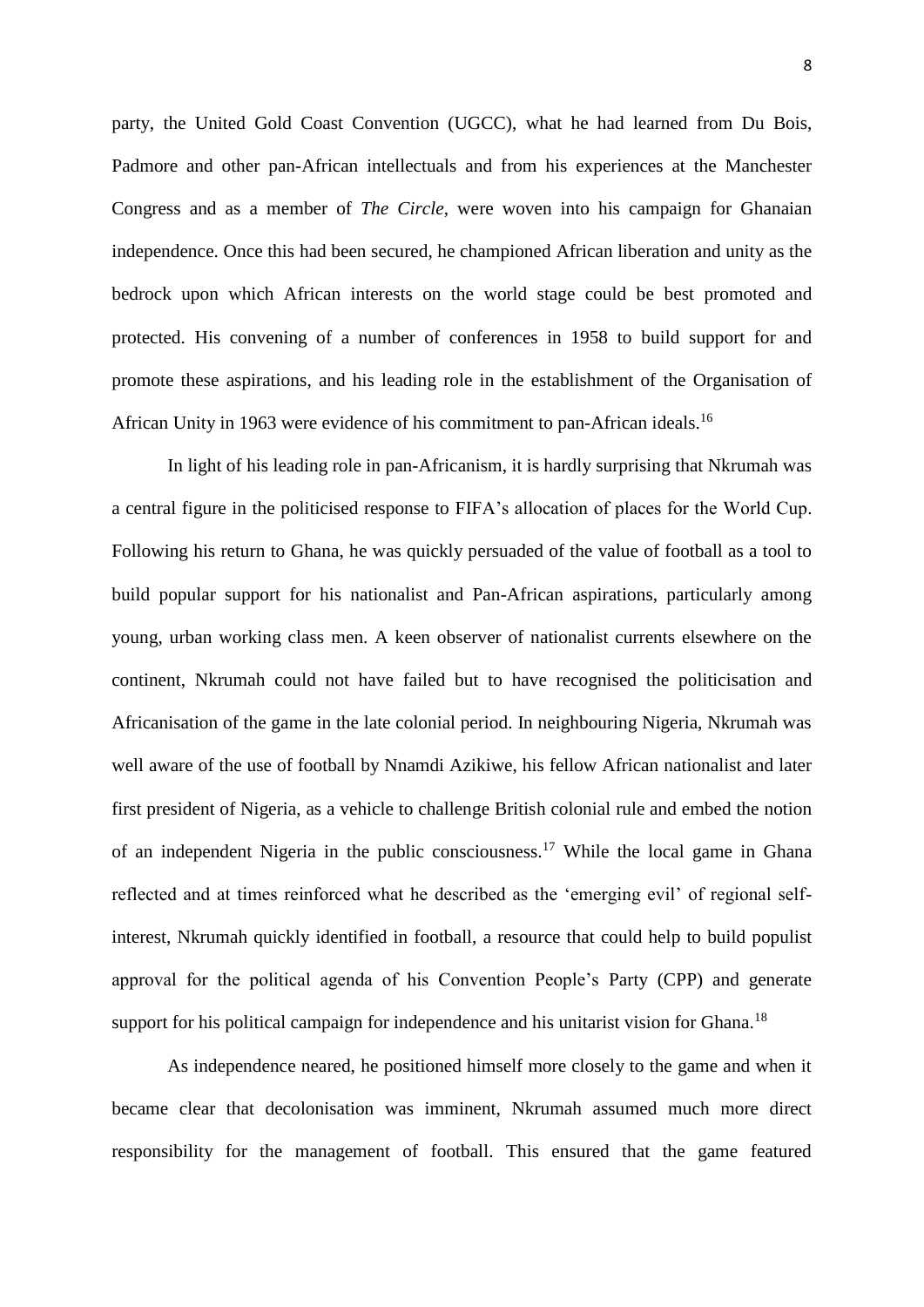party, the United Gold Coast Convention (UGCC), what he had learned from Du Bois, Padmore and other pan-African intellectuals and from his experiences at the Manchester Congress and as a member of *The Circle*, were woven into his campaign for Ghanaian independence. Once this had been secured, he championed African liberation and unity as the bedrock upon which African interests on the world stage could be best promoted and protected. His convening of a number of conferences in 1958 to build support for and promote these aspirations, and his leading role in the establishment of the Organisation of African Unity in 1963 were evidence of his commitment to pan-African ideals.[16]

In light of his leading role in pan-Africanism, it is hardly surprising that Nkrumah was a central figure in the politicised response to FIFA's allocation of places for the World Cup. Following his return to Ghana, he was quickly persuaded of the value of football as a tool to build popular support for his nationalist and Pan-African aspirations, particularly among young, urban working class men. A keen observer of nationalist currents elsewhere on the continent, Nkrumah could not have failed but to have recognised the politicisation and Africanisation of the game in the late colonial period. In neighbouring Nigeria, Nkrumah was well aware of the use of football by Nnamdi Azikiwe, his fellow African nationalist and later first president of Nigeria, as a vehicle to challenge British colonial rule and embed the notion of an independent Nigeria in the public consciousness.[17] While the local game in Ghana reflected and at times reinforced what he described as the 'emerging evil' of regional self-interest, Nkrumah quickly identified in football, a resource that could help to build populist approval for the political agenda of his Convention People's Party (CPP) and generate support for his political campaign for independence and his unitarist vision for Ghana.[18]

As independence neared, he positioned himself more closely to the game and when it became clear that decolonisation was imminent, Nkrumah assumed much more direct responsibility for the management of football. This ensured that the game featured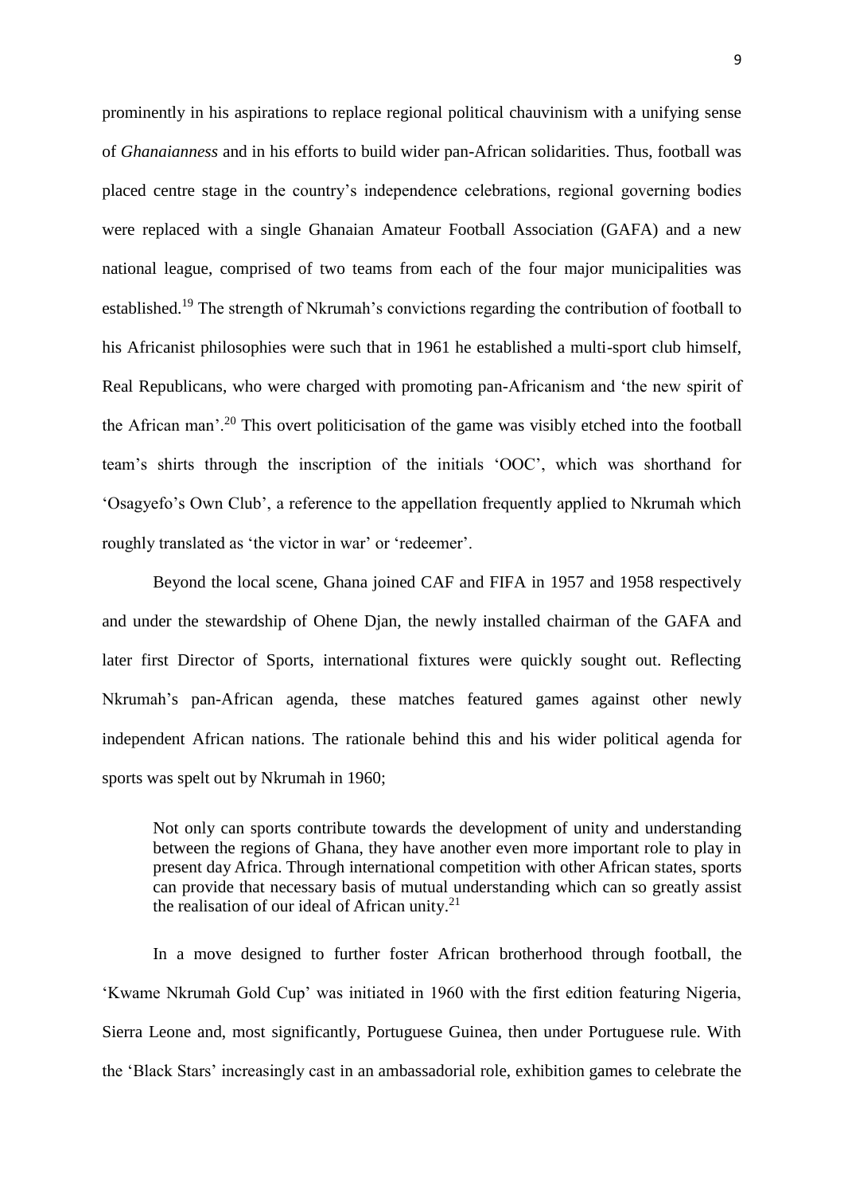prominently in his aspirations to replace regional political chauvinism with a unifying sense of *Ghanaianness* and in his efforts to build wider pan-African solidarities. Thus, football was placed centre stage in the country's independence celebrations, regional governing bodies were replaced with a single Ghanaian Amateur Football Association (GAFA) and a new national league, comprised of two teams from each of the four major municipalities was established.[19] The strength of Nkrumah's convictions regarding the contribution of football to his Africanist philosophies were such that in 1961 he established a multi-sport club himself, Real Republicans, who were charged with promoting pan-Africanism and 'the new spirit of the African man'.[20] This overt politicisation of the game was visibly etched into the football team's shirts through the inscription of the initials 'OOC', which was shorthand for 'Osagyefo's Own Club', a reference to the appellation frequently applied to Nkrumah which roughly translated as 'the victor in war' or 'redeemer'.

Beyond the local scene, Ghana joined CAF and FIFA in 1957 and 1958 respectively and under the stewardship of Ohene Djan, the newly installed chairman of the GAFA and later first Director of Sports, international fixtures were quickly sought out. Reflecting Nkrumah's pan-African agenda, these matches featured games against other newly independent African nations. The rationale behind this and his wider political agenda for sports was spelt out by Nkrumah in 1960;

> Not only can sports contribute towards the development of unity and understanding between the regions of Ghana, they have another even more important role to play in present day Africa. Through international competition with other African states, sports can provide that necessary basis of mutual understanding which can so greatly assist the realisation of our ideal of African unity.[21]

In a move designed to further foster African brotherhood through football, the 'Kwame Nkrumah Gold Cup' was initiated in 1960 with the first edition featuring Nigeria, Sierra Leone and, most significantly, Portuguese Guinea, then under Portuguese rule. With the 'Black Stars' increasingly cast in an ambassadorial role, exhibition games to celebrate the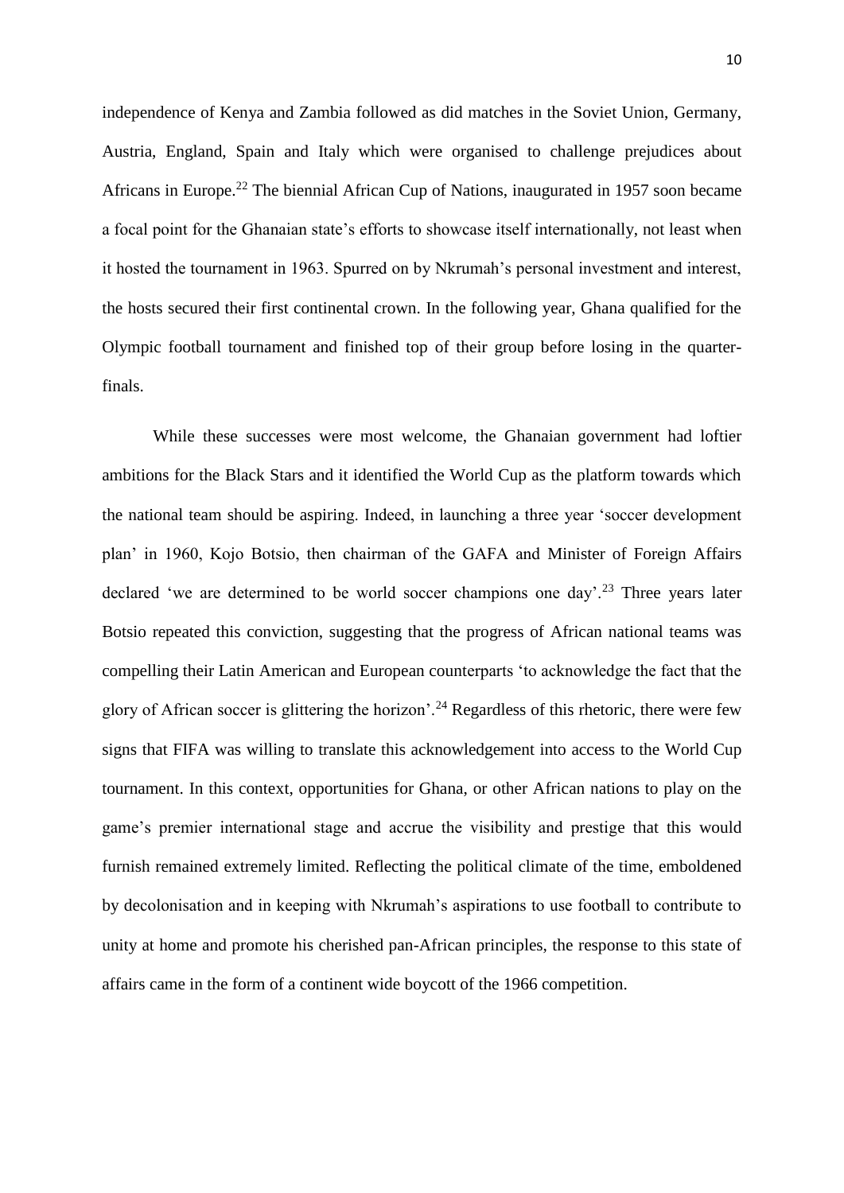independence of Kenya and Zambia followed as did matches in the Soviet Union, Germany, Austria, England, Spain and Italy which were organised to challenge prejudices about Africans in Europe.[22] The biennial African Cup of Nations, inaugurated in 1957 soon became a focal point for the Ghanaian state's efforts to showcase itself internationally, not least when it hosted the tournament in 1963. Spurred on by Nkrumah's personal investment and interest, the hosts secured their first continental crown. In the following year, Ghana qualified for the Olympic football tournament and finished top of their group before losing in the quarter-finals.

While these successes were most welcome, the Ghanaian government had loftier ambitions for the Black Stars and it identified the World Cup as the platform towards which the national team should be aspiring. Indeed, in launching a three year 'soccer development plan' in 1960, Kojo Botsio, then chairman of the GAFA and Minister of Foreign Affairs declared 'we are determined to be world soccer champions one day'.[23] Three years later Botsio repeated this conviction, suggesting that the progress of African national teams was compelling their Latin American and European counterparts 'to acknowledge the fact that the glory of African soccer is glittering the horizon'.[24] Regardless of this rhetoric, there were few signs that FIFA was willing to translate this acknowledgement into access to the World Cup tournament. In this context, opportunities for Ghana, or other African nations to play on the game's premier international stage and accrue the visibility and prestige that this would furnish remained extremely limited. Reflecting the political climate of the time, emboldened by decolonisation and in keeping with Nkrumah's aspirations to use football to contribute to unity at home and promote his cherished pan-African principles, the response to this state of affairs came in the form of a continent wide boycott of the 1966 competition.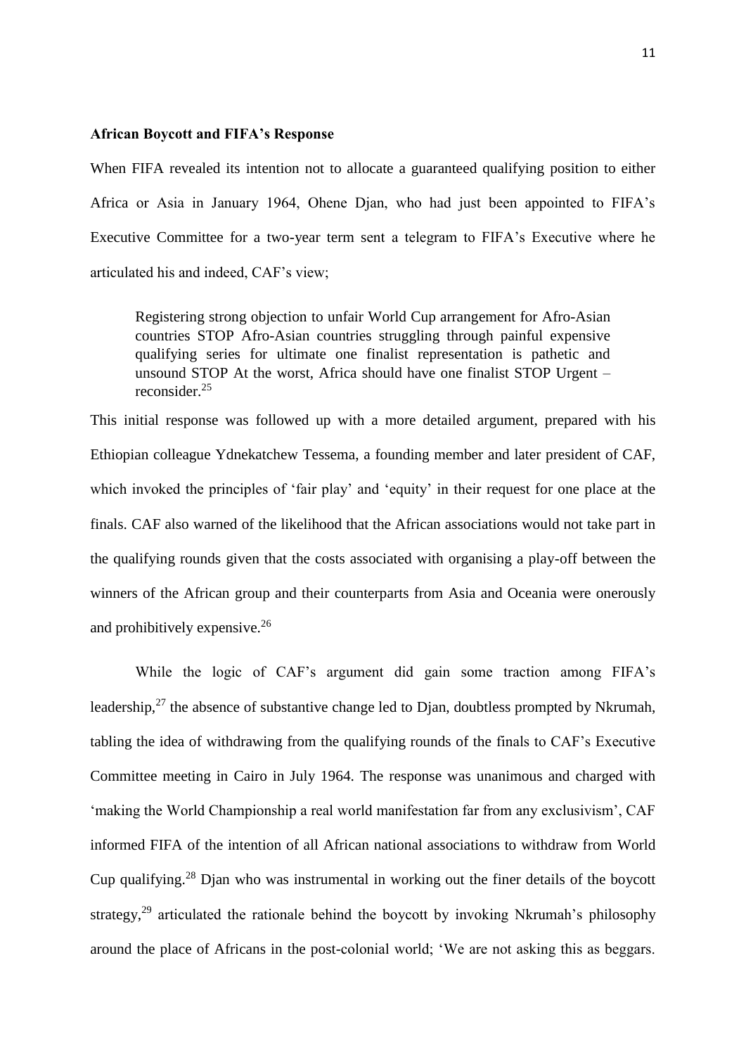**African Boycott and FIFA's Response**

When FIFA revealed its intention not to allocate a guaranteed qualifying position to either Africa or Asia in January 1964, Ohene Djan, who had just been appointed to FIFA's Executive Committee for a two-year term sent a telegram to FIFA's Executive where he articulated his and indeed, CAF's view;

> Registering strong objection to unfair World Cup arrangement for Afro-Asian countries STOP Afro-Asian countries struggling through painful expensive qualifying series for ultimate one finalist representation is pathetic and unsound STOP At the worst, Africa should have one finalist STOP Urgent – reconsider.[25]

This initial response was followed up with a more detailed argument, prepared with his Ethiopian colleague Ydnekatchew Tessema, a founding member and later president of CAF, which invoked the principles of 'fair play' and 'equity' in their request for one place at the finals. CAF also warned of the likelihood that the African associations would not take part in the qualifying rounds given that the costs associated with organising a play-off between the winners of the African group and their counterparts from Asia and Oceania were onerously and prohibitively expensive.[26]

While the logic of CAF's argument did gain some traction among FIFA's leadership,[27] the absence of substantive change led to Djan, doubtless prompted by Nkrumah, tabling the idea of withdrawing from the qualifying rounds of the finals to CAF's Executive Committee meeting in Cairo in July 1964. The response was unanimous and charged with 'making the World Championship a real world manifestation far from any exclusivism', CAF informed FIFA of the intention of all African national associations to withdraw from World Cup qualifying.[28] Djan who was instrumental in working out the finer details of the boycott strategy,[29] articulated the rationale behind the boycott by invoking Nkrumah's philosophy around the place of Africans in the post-colonial world; 'We are not asking this as beggars.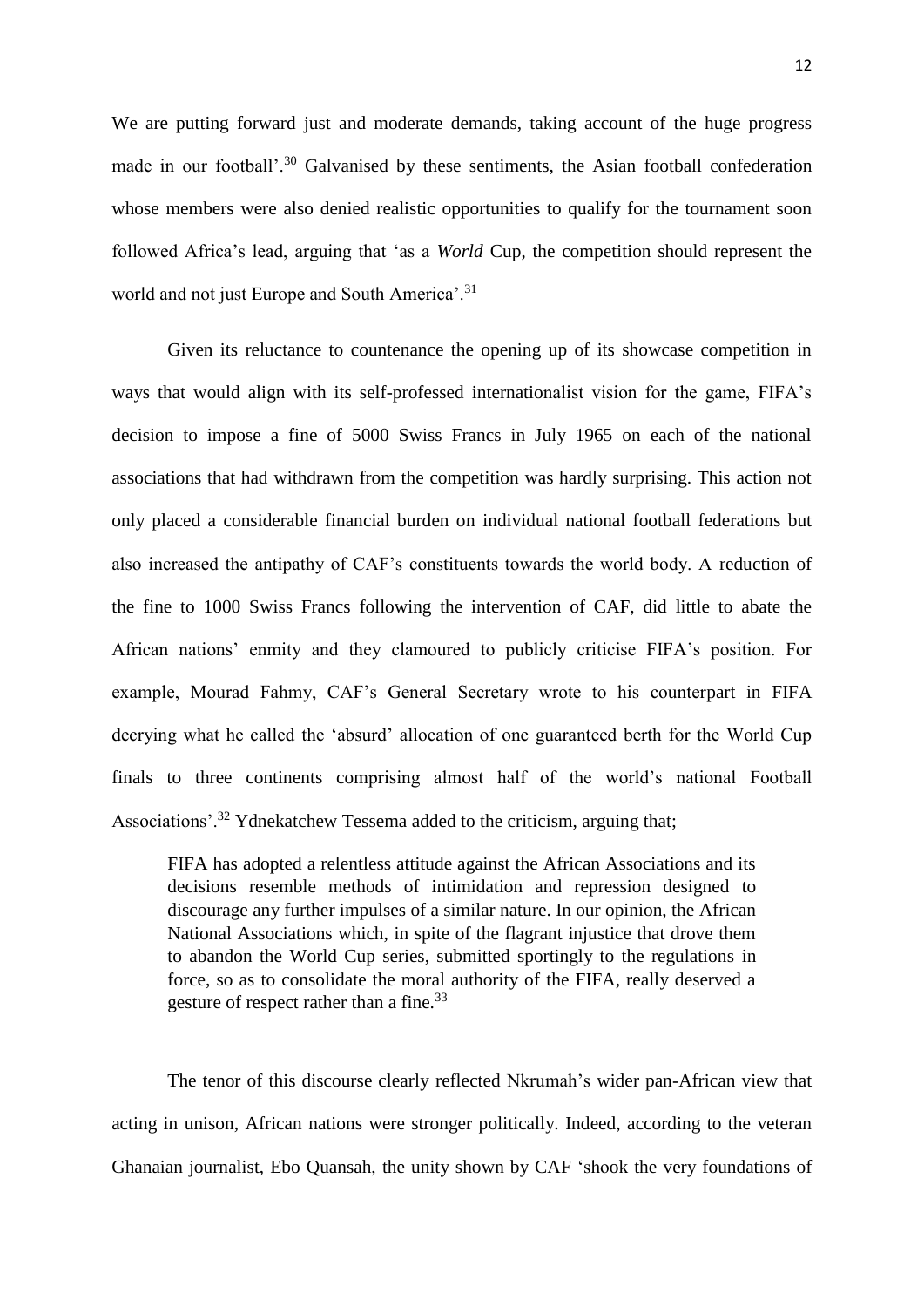We are putting forward just and moderate demands, taking account of the huge progress made in our football'.[30] Galvanised by these sentiments, the Asian football confederation whose members were also denied realistic opportunities to qualify for the tournament soon followed Africa's lead, arguing that 'as a *World* Cup, the competition should represent the world and not just Europe and South America'.[31]

Given its reluctance to countenance the opening up of its showcase competition in ways that would align with its self-professed internationalist vision for the game, FIFA's decision to impose a fine of 5000 Swiss Francs in July 1965 on each of the national associations that had withdrawn from the competition was hardly surprising. This action not only placed a considerable financial burden on individual national football federations but also increased the antipathy of CAF's constituents towards the world body. A reduction of the fine to 1000 Swiss Francs following the intervention of CAF, did little to abate the African nations' enmity and they clamoured to publicly criticise FIFA's position. For example, Mourad Fahmy, CAF's General Secretary wrote to his counterpart in FIFA decrying what he called the 'absurd' allocation of one guaranteed berth for the World Cup finals to three continents comprising almost half of the world's national Football Associations'.[32] Ydnekatchew Tessema added to the criticism, arguing that;

> FIFA has adopted a relentless attitude against the African Associations and its decisions resemble methods of intimidation and repression designed to discourage any further impulses of a similar nature. In our opinion, the African National Associations which, in spite of the flagrant injustice that drove them to abandon the World Cup series, submitted sportingly to the regulations in force, so as to consolidate the moral authority of the FIFA, really deserved a gesture of respect rather than a fine.[33]

The tenor of this discourse clearly reflected Nkrumah's wider pan-African view that acting in unison, African nations were stronger politically. Indeed, according to the veteran Ghanaian journalist, Ebo Quansah, the unity shown by CAF 'shook the very foundations of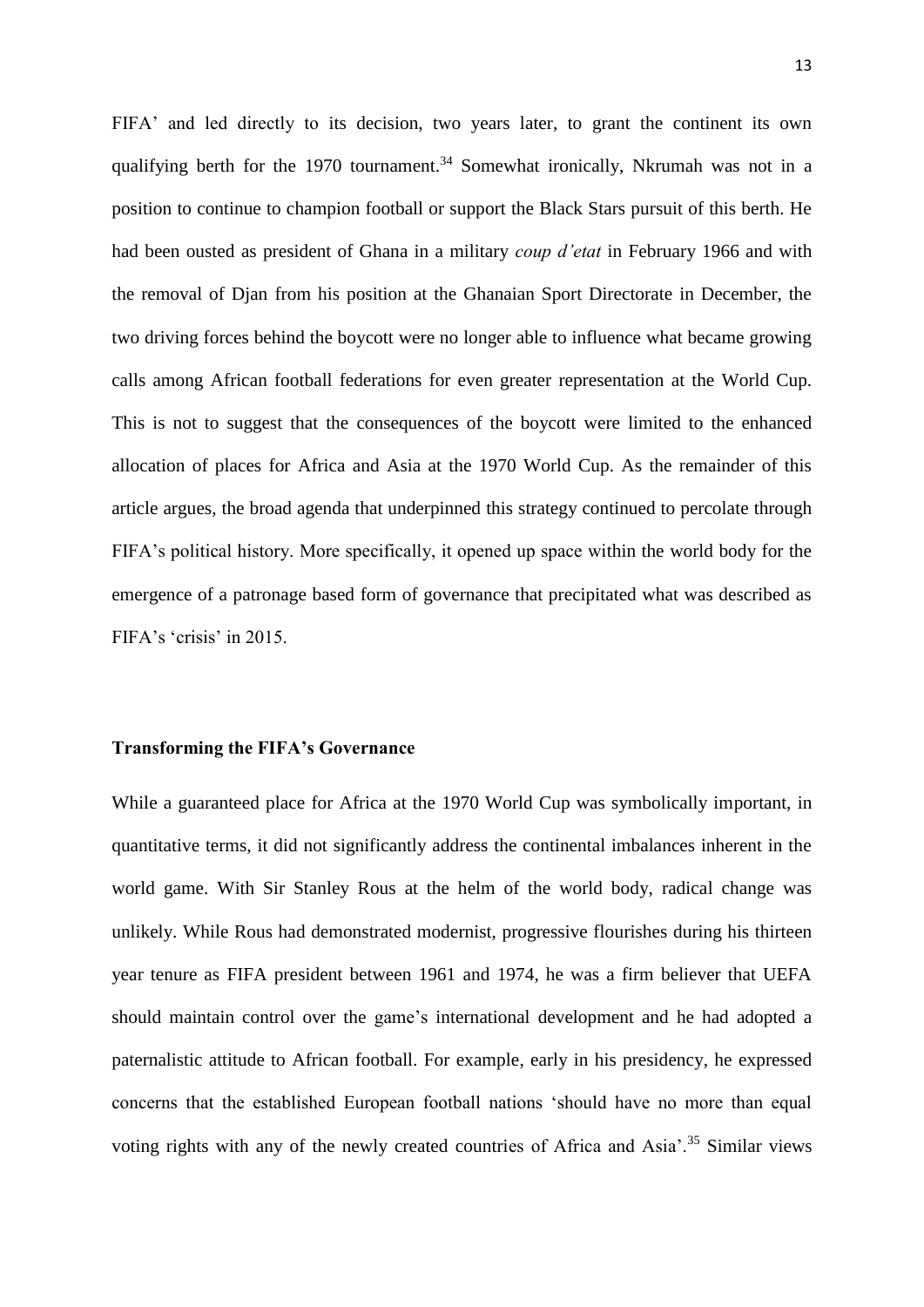FIFA' and led directly to its decision, two years later, to grant the continent its own qualifying berth for the 1970 tournament.[34] Somewhat ironically, Nkrumah was not in a position to continue to champion football or support the Black Stars pursuit of this berth. He had been ousted as president of Ghana in a military *coup d'etat* in February 1966 and with the removal of Djan from his position at the Ghanaian Sport Directorate in December, the two driving forces behind the boycott were no longer able to influence what became growing calls among African football federations for even greater representation at the World Cup. This is not to suggest that the consequences of the boycott were limited to the enhanced allocation of places for Africa and Asia at the 1970 World Cup. As the remainder of this article argues, the broad agenda that underpinned this strategy continued to percolate through FIFA's political history. More specifically, it opened up space within the world body for the emergence of a patronage based form of governance that precipitated what was described as FIFA's 'crisis' in 2015.

## Transforming the FIFA's Governance

While a guaranteed place for Africa at the 1970 World Cup was symbolically important, in quantitative terms, it did not significantly address the continental imbalances inherent in the world game. With Sir Stanley Rous at the helm of the world body, radical change was unlikely. While Rous had demonstrated modernist, progressive flourishes during his thirteen year tenure as FIFA president between 1961 and 1974, he was a firm believer that UEFA should maintain control over the game's international development and he had adopted a paternalistic attitude to African football. For example, early in his presidency, he expressed concerns that the established European football nations 'should have no more than equal voting rights with any of the newly created countries of Africa and Asia'.[35] Similar views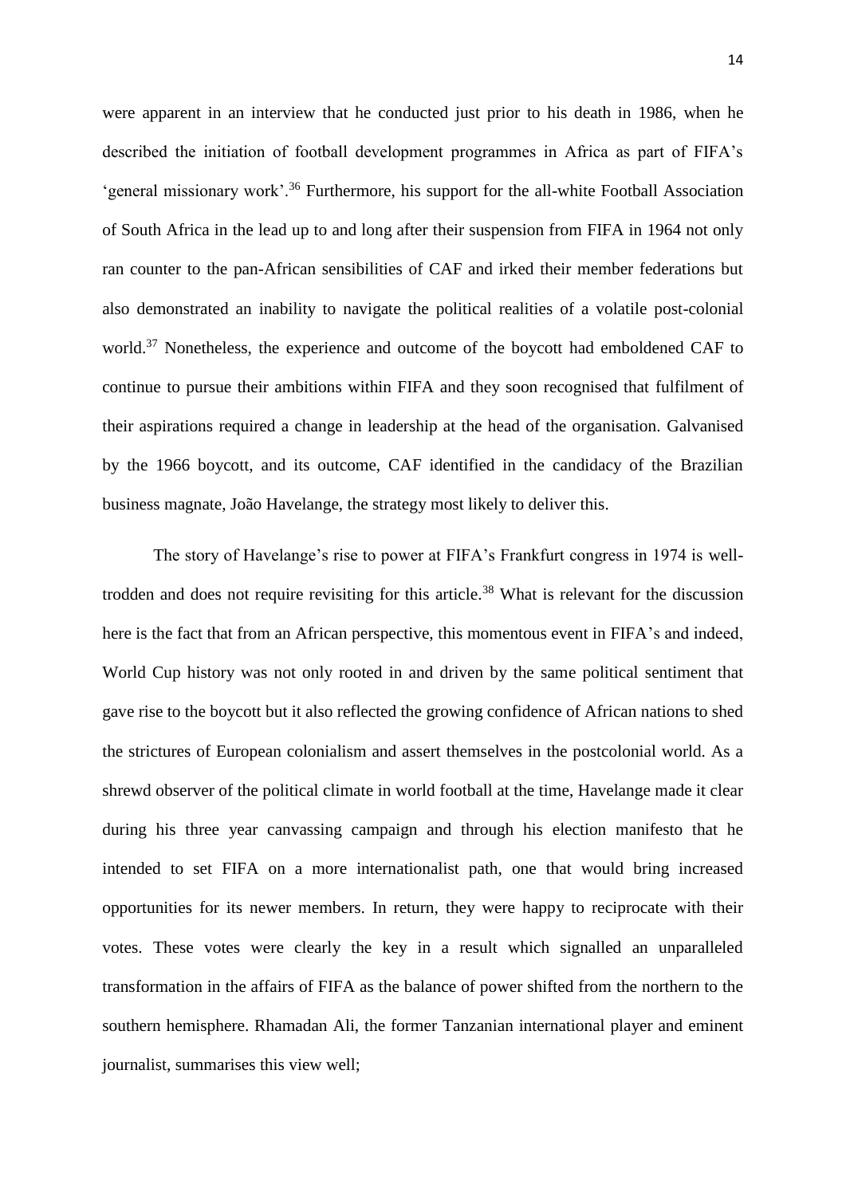were apparent in an interview that he conducted just prior to his death in 1986, when he described the initiation of football development programmes in Africa as part of FIFA's 'general missionary work'.[36] Furthermore, his support for the all-white Football Association of South Africa in the lead up to and long after their suspension from FIFA in 1964 not only ran counter to the pan-African sensibilities of CAF and irked their member federations but also demonstrated an inability to navigate the political realities of a volatile post-colonial world.[37] Nonetheless, the experience and outcome of the boycott had emboldened CAF to continue to pursue their ambitions within FIFA and they soon recognised that fulfilment of their aspirations required a change in leadership at the head of the organisation. Galvanised by the 1966 boycott, and its outcome, CAF identified in the candidacy of the Brazilian business magnate, João Havelange, the strategy most likely to deliver this.

The story of Havelange's rise to power at FIFA's Frankfurt congress in 1974 is well-trodden and does not require revisiting for this article.[38] What is relevant for the discussion here is the fact that from an African perspective, this momentous event in FIFA's and indeed, World Cup history was not only rooted in and driven by the same political sentiment that gave rise to the boycott but it also reflected the growing confidence of African nations to shed the strictures of European colonialism and assert themselves in the postcolonial world. As a shrewd observer of the political climate in world football at the time, Havelange made it clear during his three year canvassing campaign and through his election manifesto that he intended to set FIFA on a more internationalist path, one that would bring increased opportunities for its newer members. In return, they were happy to reciprocate with their votes. These votes were clearly the key in a result which signalled an unparalleled transformation in the affairs of FIFA as the balance of power shifted from the northern to the southern hemisphere. Rhamadan Ali, the former Tanzanian international player and eminent journalist, summarises this view well;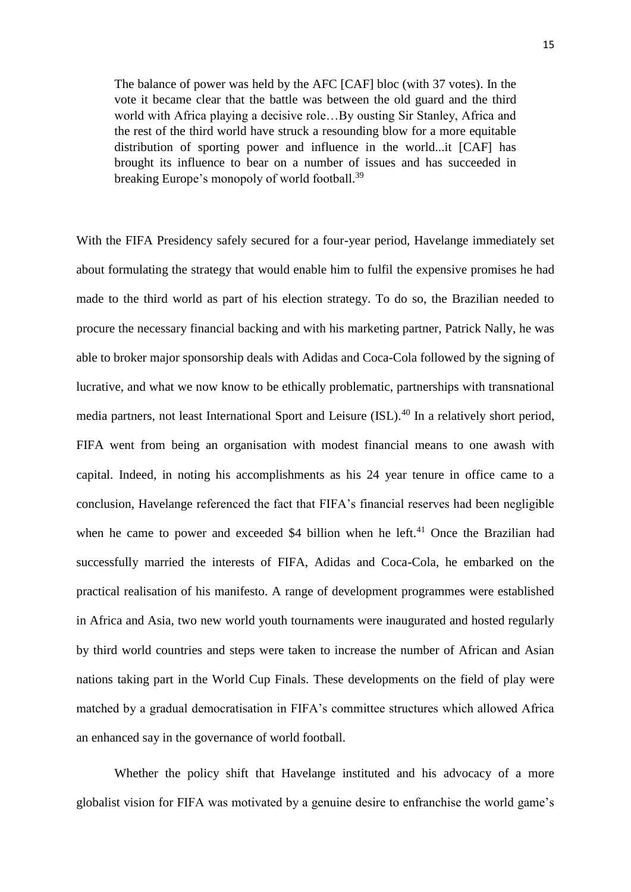> The balance of power was held by the AFC [CAF] bloc (with 37 votes). In the vote it became clear that the battle was between the old guard and the third world with Africa playing a decisive role…By ousting Sir Stanley, Africa and the rest of the third world have struck a resounding blow for a more equitable distribution of sporting power and influence in the world...it [CAF] has brought its influence to bear on a number of issues and has succeeded in breaking Europe's monopoly of world football.[39]

With the FIFA Presidency safely secured for a four-year period, Havelange immediately set about formulating the strategy that would enable him to fulfil the expensive promises he had made to the third world as part of his election strategy. To do so, the Brazilian needed to procure the necessary financial backing and with his marketing partner, Patrick Nally, he was able to broker major sponsorship deals with Adidas and Coca-Cola followed by the signing of lucrative, and what we now know to be ethically problematic, partnerships with transnational media partners, not least International Sport and Leisure (ISL).[40] In a relatively short period, FIFA went from being an organisation with modest financial means to one awash with capital. Indeed, in noting his accomplishments as his 24 year tenure in office came to a conclusion, Havelange referenced the fact that FIFA's financial reserves had been negligible when he came to power and exceeded $4 billion when he left.[41] Once the Brazilian had successfully married the interests of FIFA, Adidas and Coca-Cola, he embarked on the practical realisation of his manifesto. A range of development programmes were established in Africa and Asia, two new world youth tournaments were inaugurated and hosted regularly by third world countries and steps were taken to increase the number of African and Asian nations taking part in the World Cup Finals. These developments on the field of play were matched by a gradual democratisation in FIFA's committee structures which allowed Africa an enhanced say in the governance of world football.

Whether the policy shift that Havelange instituted and his advocacy of a more globalist vision for FIFA was motivated by a genuine desire to enfranchise the world game's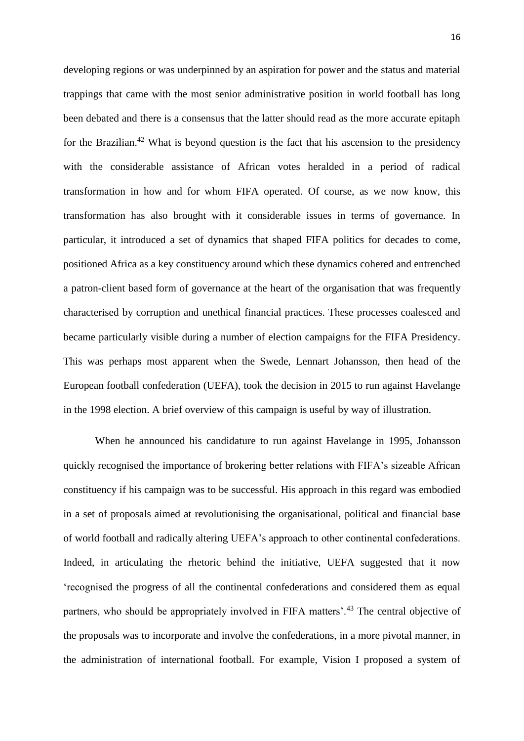developing regions or was underpinned by an aspiration for power and the status and material trappings that came with the most senior administrative position in world football has long been debated and there is a consensus that the latter should read as the more accurate epitaph for the Brazilian.[42] What is beyond question is the fact that his ascension to the presidency with the considerable assistance of African votes heralded in a period of radical transformation in how and for whom FIFA operated. Of course, as we now know, this transformation has also brought with it considerable issues in terms of governance. In particular, it introduced a set of dynamics that shaped FIFA politics for decades to come, positioned Africa as a key constituency around which these dynamics cohered and entrenched a patron-client based form of governance at the heart of the organisation that was frequently characterised by corruption and unethical financial practices. These processes coalesced and became particularly visible during a number of election campaigns for the FIFA Presidency. This was perhaps most apparent when the Swede, Lennart Johansson, then head of the European football confederation (UEFA), took the decision in 2015 to run against Havelange in the 1998 election. A brief overview of this campaign is useful by way of illustration.

When he announced his candidature to run against Havelange in 1995, Johansson quickly recognised the importance of brokering better relations with FIFA's sizeable African constituency if his campaign was to be successful. His approach in this regard was embodied in a set of proposals aimed at revolutionising the organisational, political and financial base of world football and radically altering UEFA's approach to other continental confederations. Indeed, in articulating the rhetoric behind the initiative, UEFA suggested that it now 'recognised the progress of all the continental confederations and considered them as equal partners, who should be appropriately involved in FIFA matters'.[43] The central objective of the proposals was to incorporate and involve the confederations, in a more pivotal manner, in the administration of international football. For example, Vision I proposed a system of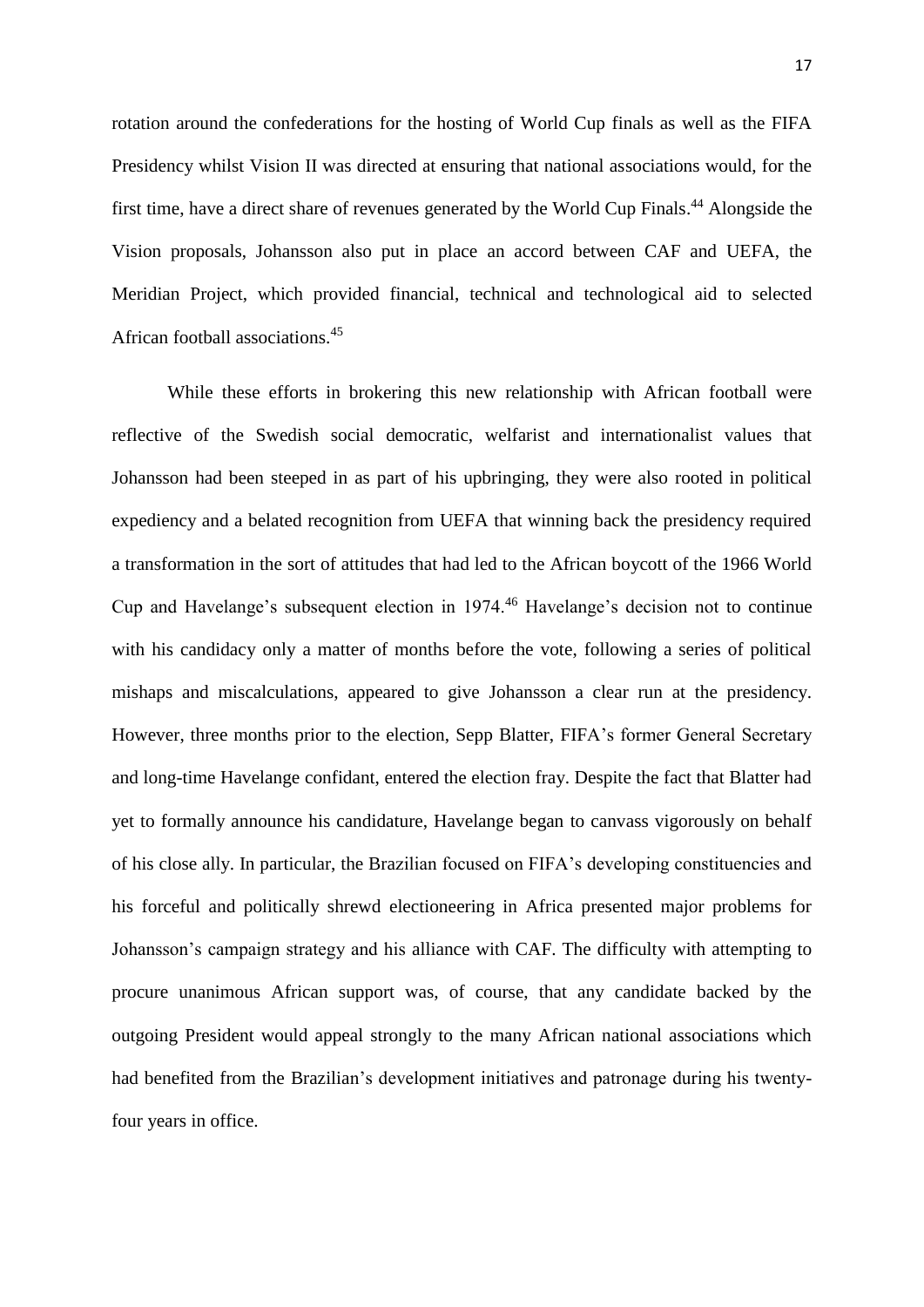rotation around the confederations for the hosting of World Cup finals as well as the FIFA Presidency whilst Vision II was directed at ensuring that national associations would, for the first time, have a direct share of revenues generated by the World Cup Finals.[44] Alongside the Vision proposals, Johansson also put in place an accord between CAF and UEFA, the Meridian Project, which provided financial, technical and technological aid to selected African football associations.[45]

While these efforts in brokering this new relationship with African football were reflective of the Swedish social democratic, welfarist and internationalist values that Johansson had been steeped in as part of his upbringing, they were also rooted in political expediency and a belated recognition from UEFA that winning back the presidency required a transformation in the sort of attitudes that had led to the African boycott of the 1966 World Cup and Havelange's subsequent election in 1974.[46] Havelange's decision not to continue with his candidacy only a matter of months before the vote, following a series of political mishaps and miscalculations, appeared to give Johansson a clear run at the presidency. However, three months prior to the election, Sepp Blatter, FIFA's former General Secretary and long-time Havelange confidant, entered the election fray. Despite the fact that Blatter had yet to formally announce his candidature, Havelange began to canvass vigorously on behalf of his close ally. In particular, the Brazilian focused on FIFA's developing constituencies and his forceful and politically shrewd electioneering in Africa presented major problems for Johansson's campaign strategy and his alliance with CAF. The difficulty with attempting to procure unanimous African support was, of course, that any candidate backed by the outgoing President would appeal strongly to the many African national associations which had benefited from the Brazilian's development initiatives and patronage during his twenty-four years in office.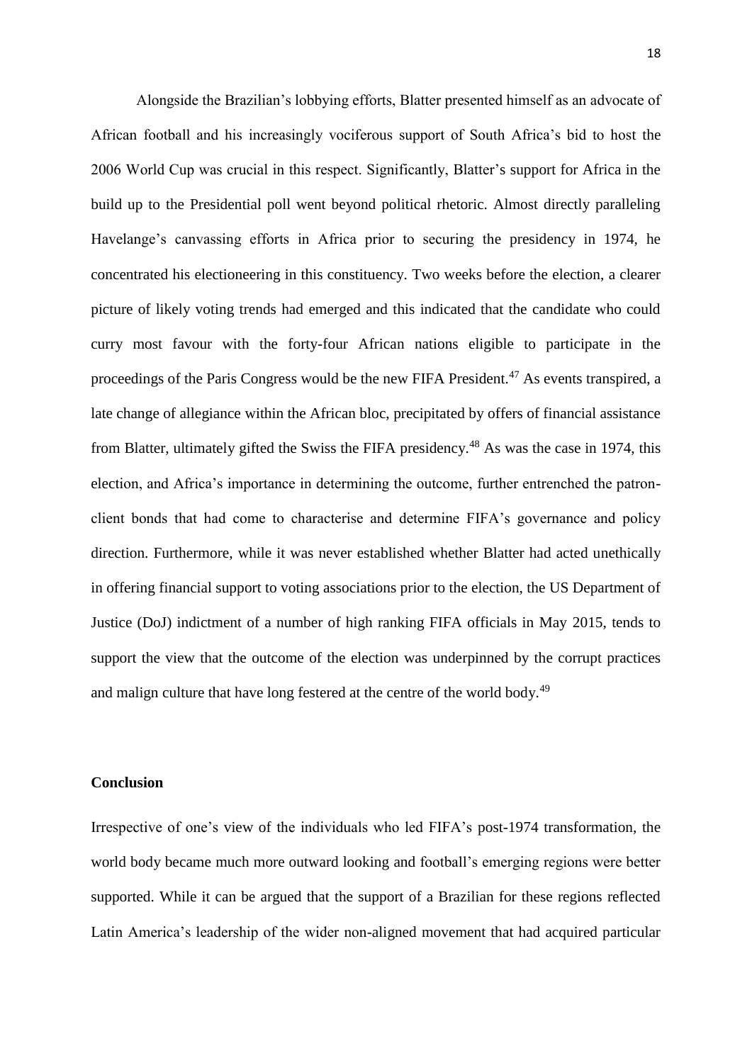Alongside the Brazilian's lobbying efforts, Blatter presented himself as an advocate of African football and his increasingly vociferous support of South Africa's bid to host the 2006 World Cup was crucial in this respect. Significantly, Blatter's support for Africa in the build up to the Presidential poll went beyond political rhetoric. Almost directly paralleling Havelange's canvassing efforts in Africa prior to securing the presidency in 1974, he concentrated his electioneering in this constituency. Two weeks before the election, a clearer picture of likely voting trends had emerged and this indicated that the candidate who could curry most favour with the forty-four African nations eligible to participate in the proceedings of the Paris Congress would be the new FIFA President.[47] As events transpired, a late change of allegiance within the African bloc, precipitated by offers of financial assistance from Blatter, ultimately gifted the Swiss the FIFA presidency.[48] As was the case in 1974, this election, and Africa's importance in determining the outcome, further entrenched the patron-client bonds that had come to characterise and determine FIFA's governance and policy direction. Furthermore, while it was never established whether Blatter had acted unethically in offering financial support to voting associations prior to the election, the US Department of Justice (DoJ) indictment of a number of high ranking FIFA officials in May 2015, tends to support the view that the outcome of the election was underpinned by the corrupt practices and malign culture that have long festered at the centre of the world body.[49]

## Conclusion

Irrespective of one's view of the individuals who led FIFA's post-1974 transformation, the world body became much more outward looking and football's emerging regions were better supported. While it can be argued that the support of a Brazilian for these regions reflected Latin America's leadership of the wider non-aligned movement that had acquired particular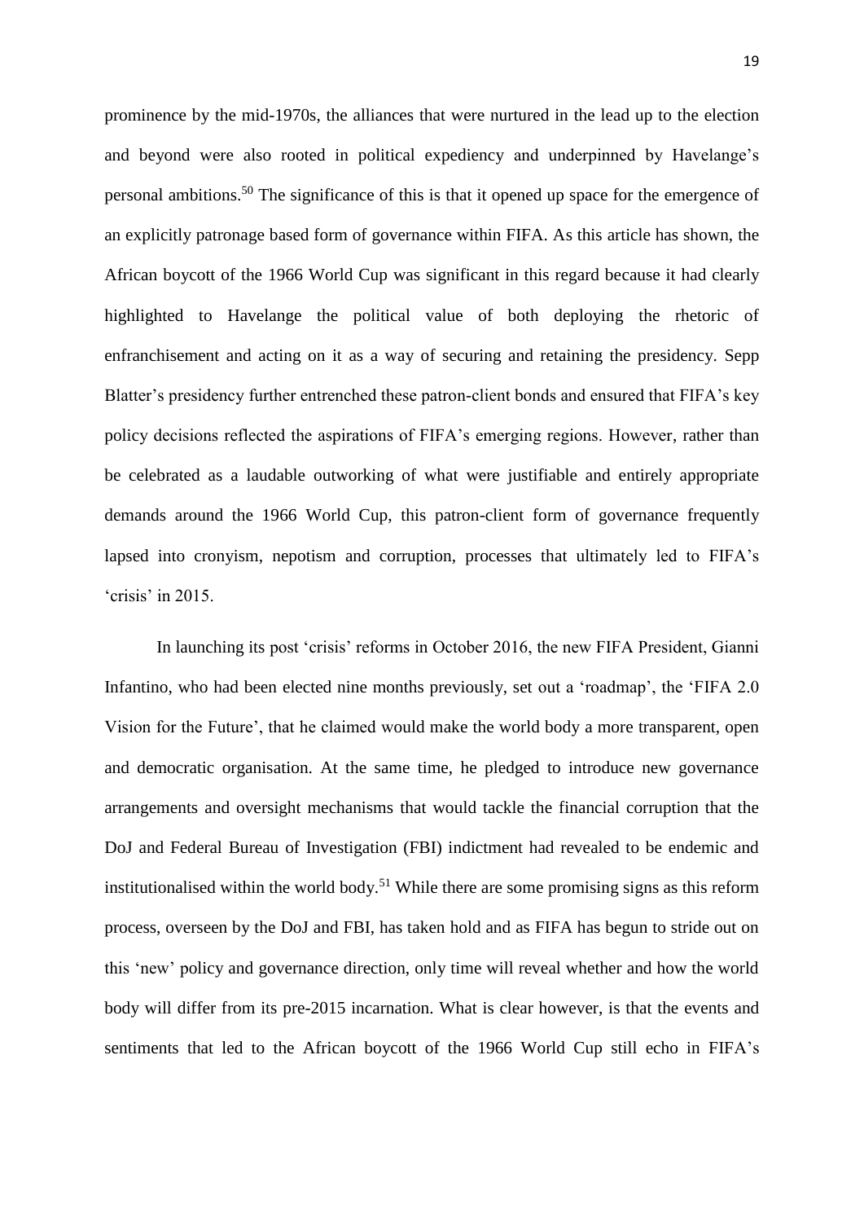prominence by the mid-1970s, the alliances that were nurtured in the lead up to the election and beyond were also rooted in political expediency and underpinned by Havelange's personal ambitions.[50] The significance of this is that it opened up space for the emergence of an explicitly patronage based form of governance within FIFA. As this article has shown, the African boycott of the 1966 World Cup was significant in this regard because it had clearly highlighted to Havelange the political value of both deploying the rhetoric of enfranchisement and acting on it as a way of securing and retaining the presidency. Sepp Blatter's presidency further entrenched these patron-client bonds and ensured that FIFA's key policy decisions reflected the aspirations of FIFA's emerging regions. However, rather than be celebrated as a laudable outworking of what were justifiable and entirely appropriate demands around the 1966 World Cup, this patron-client form of governance frequently lapsed into cronyism, nepotism and corruption, processes that ultimately led to FIFA's 'crisis' in 2015.

In launching its post 'crisis' reforms in October 2016, the new FIFA President, Gianni Infantino, who had been elected nine months previously, set out a 'roadmap', the 'FIFA 2.0 Vision for the Future', that he claimed would make the world body a more transparent, open and democratic organisation. At the same time, he pledged to introduce new governance arrangements and oversight mechanisms that would tackle the financial corruption that the DoJ and Federal Bureau of Investigation (FBI) indictment had revealed to be endemic and institutionalised within the world body.[51] While there are some promising signs as this reform process, overseen by the DoJ and FBI, has taken hold and as FIFA has begun to stride out on this 'new' policy and governance direction, only time will reveal whether and how the world body will differ from its pre-2015 incarnation. What is clear however, is that the events and sentiments that led to the African boycott of the 1966 World Cup still echo in FIFA's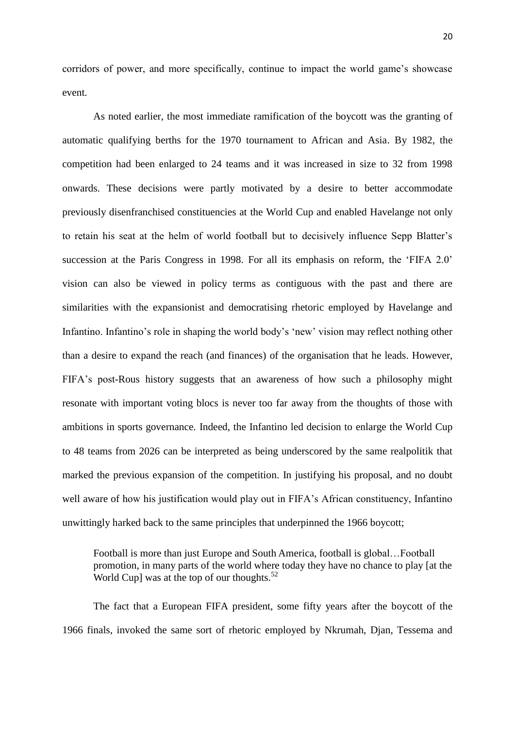corridors of power, and more specifically, continue to impact the world game's showcase event.

As noted earlier, the most immediate ramification of the boycott was the granting of automatic qualifying berths for the 1970 tournament to African and Asia. By 1982, the competition had been enlarged to 24 teams and it was increased in size to 32 from 1998 onwards. These decisions were partly motivated by a desire to better accommodate previously disenfranchised constituencies at the World Cup and enabled Havelange not only to retain his seat at the helm of world football but to decisively influence Sepp Blatter's succession at the Paris Congress in 1998. For all its emphasis on reform, the 'FIFA 2.0' vision can also be viewed in policy terms as contiguous with the past and there are similarities with the expansionist and democratising rhetoric employed by Havelange and Infantino. Infantino's role in shaping the world body's 'new' vision may reflect nothing other than a desire to expand the reach (and finances) of the organisation that he leads. However, FIFA's post-Rous history suggests that an awareness of how such a philosophy might resonate with important voting blocs is never too far away from the thoughts of those with ambitions in sports governance. Indeed, the Infantino led decision to enlarge the World Cup to 48 teams from 2026 can be interpreted as being underscored by the same realpolitik that marked the previous expansion of the competition. In justifying his proposal, and no doubt well aware of how his justification would play out in FIFA's African constituency, Infantino unwittingly harked back to the same principles that underpinned the 1966 boycott;

> Football is more than just Europe and South America, football is global…Football promotion, in many parts of the world where today they have no chance to play [at the World Cup] was at the top of our thoughts.[52]

The fact that a European FIFA president, some fifty years after the boycott of the 1966 finals, invoked the same sort of rhetoric employed by Nkrumah, Djan, Tessema and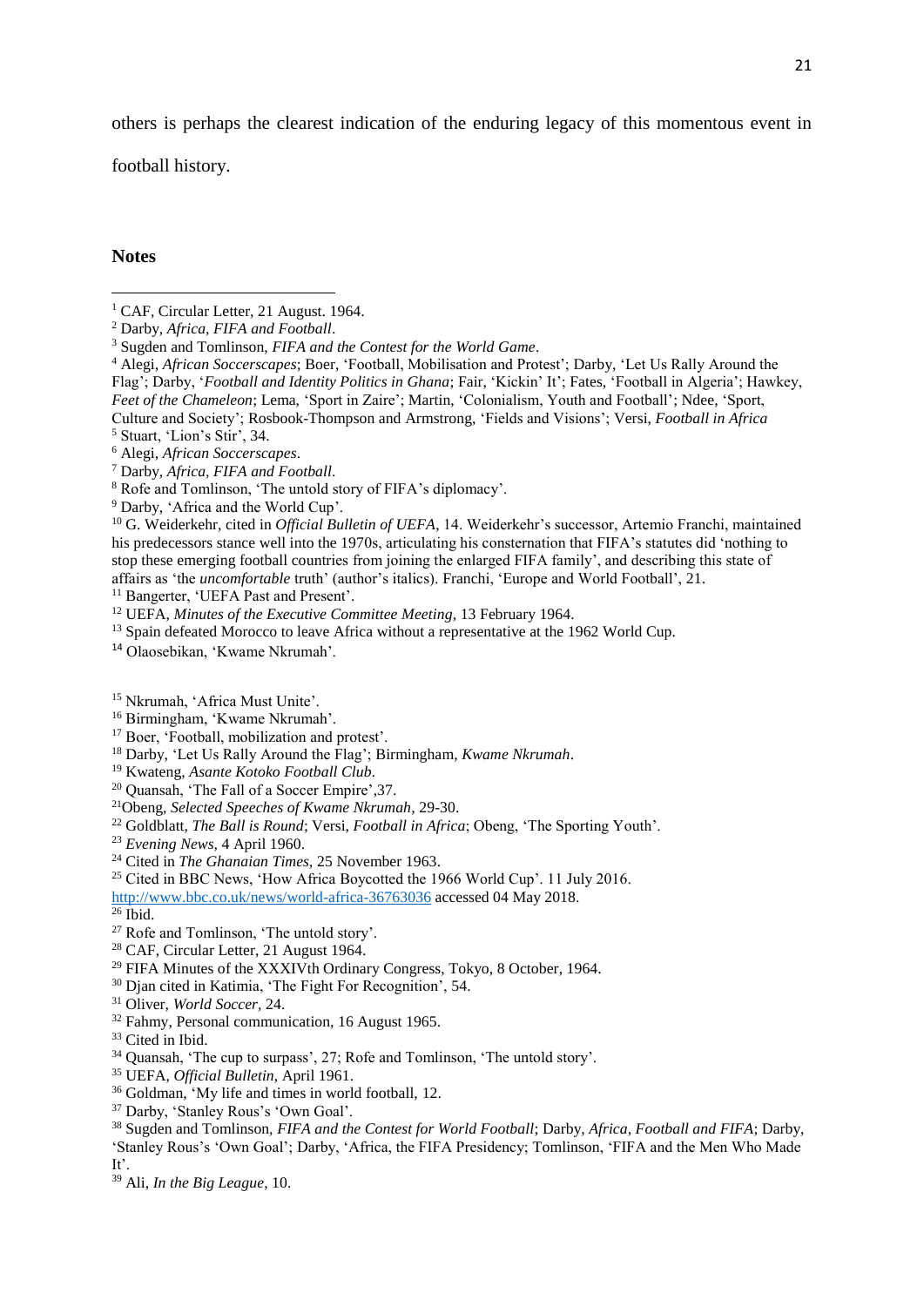others is perhaps the clearest indication of the enduring legacy of this momentous event in football history.

**Notes**

[1] CAF, Circular Letter, 21 August. 1964.

[2] Darby, *Africa, FIFA and Football*.

[3] Sugden and Tomlinson, *FIFA and the Contest for the World Game*.

[4] Alegi, *African Soccerscapes*; Boer, 'Football, Mobilisation and Protest'; Darby, 'Let Us Rally Around the Flag'; Darby, '*Football and Identity Politics in Ghana*; Fair, 'Kickin' It'; Fates, 'Football in Algeria'; Hawkey, *Feet of the Chameleon*; Lema, 'Sport in Zaire'; Martin, 'Colonialism, Youth and Football'; Ndee, 'Sport, Culture and Society'; Rosbook-Thompson and Armstrong, 'Fields and Visions'; Versi, *Football in Africa*

[5] Stuart, 'Lion's Stir', 34.

[6] Alegi, *African Soccerscapes*.

[7] Darby, *Africa, FIFA and Football*.

[8] Rofe and Tomlinson, 'The untold story of FIFA's diplomacy'.

[9] Darby, 'Africa and the World Cup'.

[10] G. Weiderkehr, cited in *Official Bulletin of UEFA*, 14. Weiderkehr's successor, Artemio Franchi, maintained his predecessors stance well into the 1970s, articulating his consternation that FIFA's statutes did 'nothing to stop these emerging football countries from joining the enlarged FIFA family', and describing this state of affairs as 'the *uncomfortable* truth' (author's italics). Franchi, 'Europe and World Football', 21.

[11] Bangerter, 'UEFA Past and Present'.

[12] UEFA, *Minutes of the Executive Committee Meeting*, 13 February 1964.

[13] Spain defeated Morocco to leave Africa without a representative at the 1962 World Cup.

[14] Olaosebikan, 'Kwame Nkrumah'.

[15] Nkrumah, 'Africa Must Unite'.

[16] Birmingham, 'Kwame Nkrumah'.

[17] Boer, 'Football, mobilization and protest'.

[18] Darby, 'Let Us Rally Around the Flag'; Birmingham, *Kwame Nkrumah*.

[19] Kwateng, *Asante Kotoko Football Club*.

[20] Quansah, 'The Fall of a Soccer Empire',37.

[21] Obeng, *Selected Speeches of Kwame Nkrumah*, 29-30.

[22] Goldblatt, *The Ball is Round*; Versi, *Football in Africa*; Obeng, 'The Sporting Youth'.

[23] *Evening News*, 4 April 1960.

[24] Cited in *The Ghanaian Times*, 25 November 1963.

[25] Cited in BBC News, 'How Africa Boycotted the 1966 World Cup'. 11 July 2016. http://www.bbc.co.uk/news/world-africa-36763036 accessed 04 May 2018.

[26] Ibid.

[27] Rofe and Tomlinson, 'The untold story'.

[28] CAF, Circular Letter, 21 August 1964.

[29] FIFA Minutes of the XXXIVth Ordinary Congress, Tokyo, 8 October, 1964.

[30] Djan cited in Katimia, 'The Fight For Recognition', 54.

[31] Oliver, *World Soccer*, 24.

[32] Fahmy, Personal communication, 16 August 1965.

[33] Cited in Ibid.

[34] Quansah, 'The cup to surpass', 27; Rofe and Tomlinson, 'The untold story'.

[35] UEFA, *Official Bulletin*, April 1961.

[36] Goldman, 'My life and times in world football, 12.

[37] Darby, 'Stanley Rous's 'Own Goal'.

[38] Sugden and Tomlinson, *FIFA and the Contest for World Football*; Darby, *Africa, Football and FIFA*; Darby, 'Stanley Rous's 'Own Goal'; Darby, 'Africa, the FIFA Presidency; Tomlinson, 'FIFA and the Men Who Made It'.

[39] Ali, *In the Big League*, 10.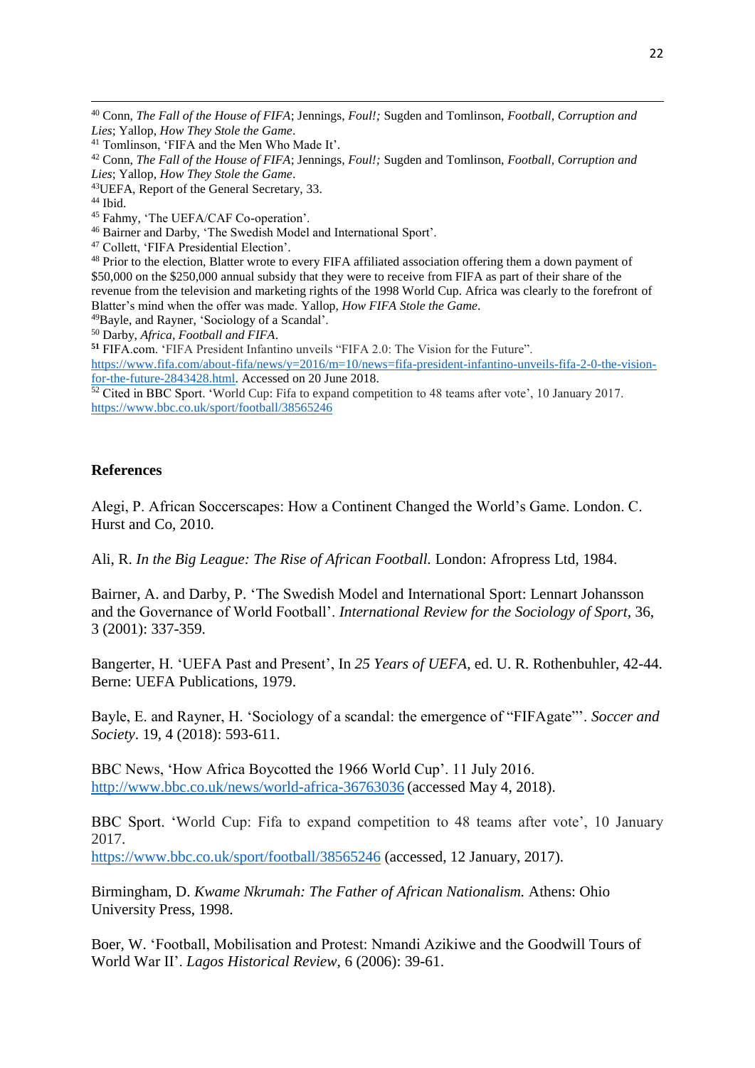[40] Conn, *The Fall of the House of FIFA*; Jennings, *Foul!;* Sugden and Tomlinson, *Football, Corruption and Lies*; Yallop, *How They Stole the Game*.

[41] Tomlinson, 'FIFA and the Men Who Made It'.

[42] Conn, *The Fall of the House of FIFA*; Jennings, *Foul!;* Sugden and Tomlinson, *Football, Corruption and Lies*; Yallop, *How They Stole the Game*.

[43] UEFA, Report of the General Secretary, 33.

[44] Ibid.

[45] Fahmy, 'The UEFA/CAF Co-operation'.

[46] Bairner and Darby, 'The Swedish Model and International Sport'.

[47] Collett, 'FIFA Presidential Election'.

[48] Prior to the election, Blatter wrote to every FIFA affiliated association offering them a down payment of $50,000 on the $250,000 annual subsidy that they were to receive from FIFA as part of their share of the revenue from the television and marketing rights of the 1998 World Cup. Africa was clearly to the forefront of Blatter's mind when the offer was made. Yallop, *How FIFA Stole the Game*.

[49] Bayle, and Rayner, 'Sociology of a Scandal'.

[50] Darby, *Africa, Football and FIFA*.

[51] FIFA.com. 'FIFA President Infantino unveils "FIFA 2.0: The Vision for the Future". https://www.fifa.com/about-fifa/news/y=2016/m=10/news=fifa-president-infantino-unveils-fifa-2-0-the-vision-for-the-future-2843428.html. Accessed on 20 June 2018.

[52] Cited in BBC Sport. 'World Cup: Fifa to expand competition to 48 teams after vote', 10 January 2017. https://www.bbc.co.uk/sport/football/38565246

## References

Alegi, P. African Soccerscapes: How a Continent Changed the World's Game. London. C. Hurst and Co, 2010.

Ali, R. *In the Big League: The Rise of African Football.* London: Afropress Ltd, 1984.

Bairner, A. and Darby, P. 'The Swedish Model and International Sport: Lennart Johansson and the Governance of World Football'. *International Review for the Sociology of Sport*, 36, 3 (2001): 337-359.

Bangerter, H. 'UEFA Past and Present', In *25 Years of UEFA*, ed. U. R. Rothenbuhler, 42-44. Berne: UEFA Publications, 1979.

Bayle, E. and Rayner, H. 'Sociology of a scandal: the emergence of "FIFAgate"'. *Soccer and Society*. 19, 4 (2018): 593-611.

BBC News, 'How Africa Boycotted the 1966 World Cup'. 11 July 2016. http://www.bbc.co.uk/news/world-africa-36763036 (accessed May 4, 2018).

BBC Sport. 'World Cup: Fifa to expand competition to 48 teams after vote', 10 January 2017.
https://www.bbc.co.uk/sport/football/38565246 (accessed, 12 January, 2017).

Birmingham, D. *Kwame Nkrumah: The Father of African Nationalism.* Athens: Ohio University Press, 1998.

Boer, W. 'Football, Mobilisation and Protest: Nmandi Azikiwe and the Goodwill Tours of World War II'. *Lagos Historical Review*, 6 (2006): 39-61.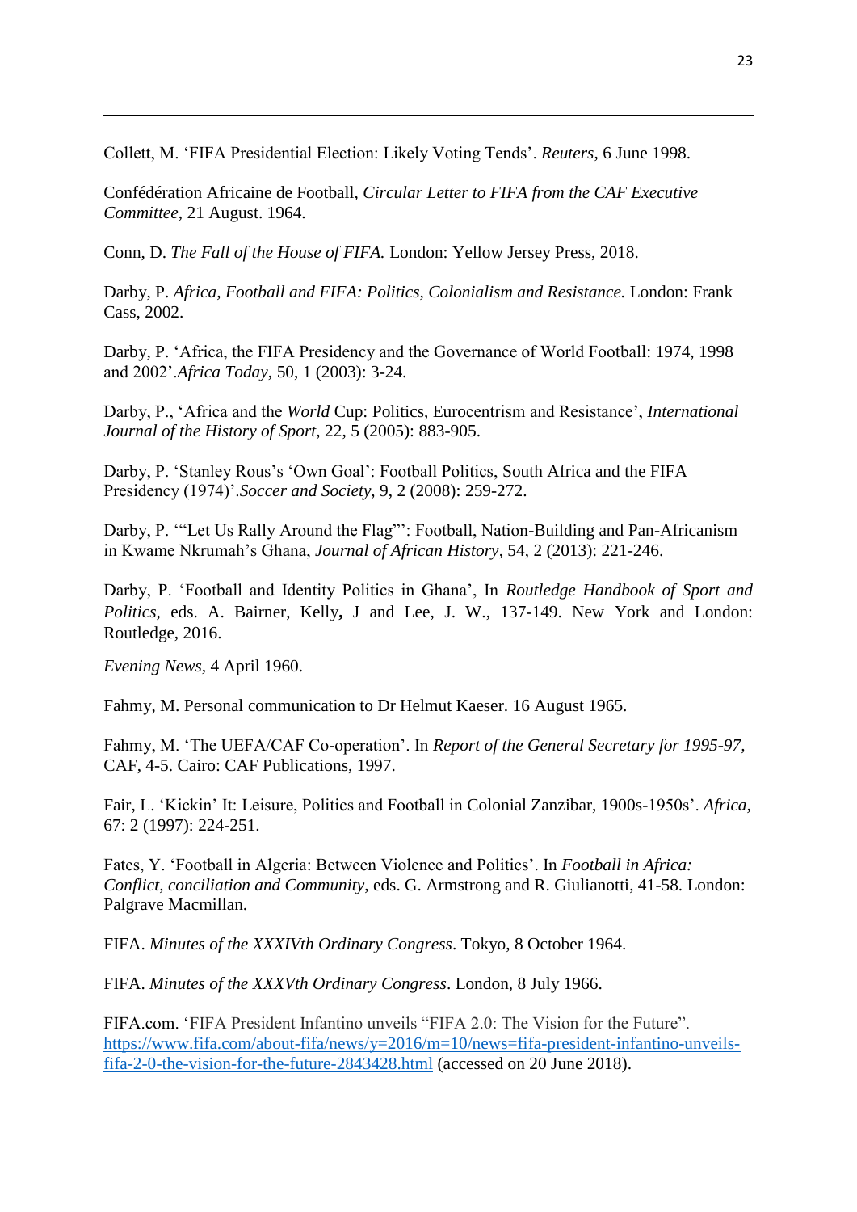Collett, M. 'FIFA Presidential Election: Likely Voting Tends'. *Reuters*, 6 June 1998.

Confédération Africaine de Football, *Circular Letter to FIFA from the CAF Executive Committee*, 21 August. 1964.

Conn, D. *The Fall of the House of FIFA.* London: Yellow Jersey Press, 2018.

Darby, P. *Africa, Football and FIFA: Politics, Colonialism and Resistance.* London: Frank Cass, 2002.

Darby, P. 'Africa, the FIFA Presidency and the Governance of World Football: 1974, 1998 and 2002'.*Africa Today*, 50, 1 (2003): 3-24.

Darby, P., 'Africa and the *World* Cup: Politics, Eurocentrism and Resistance', *International Journal of the History of Sport,* 22, 5 (2005): 883-905.

Darby, P. 'Stanley Rous's 'Own Goal': Football Politics, South Africa and the FIFA Presidency (1974)'.*Soccer and Society,* 9, 2 (2008): 259-272.

Darby, P. '"Let Us Rally Around the Flag"': Football, Nation-Building and Pan-Africanism in Kwame Nkrumah's Ghana, *Journal of African History*, 54, 2 (2013): 221-246.

Darby, P. 'Football and Identity Politics in Ghana', In *Routledge Handbook of Sport and Politics,* eds. A. Bairner, Kelly**,** J and Lee, J. W., 137-149. New York and London: Routledge, 2016.

*Evening News*, 4 April 1960.

Fahmy, M. Personal communication to Dr Helmut Kaeser. 16 August 1965.

Fahmy, M. 'The UEFA/CAF Co-operation'. In *Report of the General Secretary for 1995-97,* CAF, 4-5. Cairo: CAF Publications, 1997.

Fair, L. 'Kickin' It: Leisure, Politics and Football in Colonial Zanzibar, 1900s-1950s'. *Africa,* 67: 2 (1997): 224-251.

Fates, Y. 'Football in Algeria: Between Violence and Politics'. In *Football in Africa: Conflict, conciliation and Community*, eds. G. Armstrong and R. Giulianotti, 41-58. London: Palgrave Macmillan.

FIFA. *Minutes of the XXXIVth Ordinary Congress*. Tokyo, 8 October 1964.

FIFA. *Minutes of the XXXVth Ordinary Congress*. London, 8 July 1966.

FIFA.com. 'FIFA President Infantino unveils "FIFA 2.0: The Vision for the Future". https://www.fifa.com/about-fifa/news/y=2016/m=10/news=fifa-president-infantino-unveils-fifa-2-0-the-vision-for-the-future-2843428.html (accessed on 20 June 2018).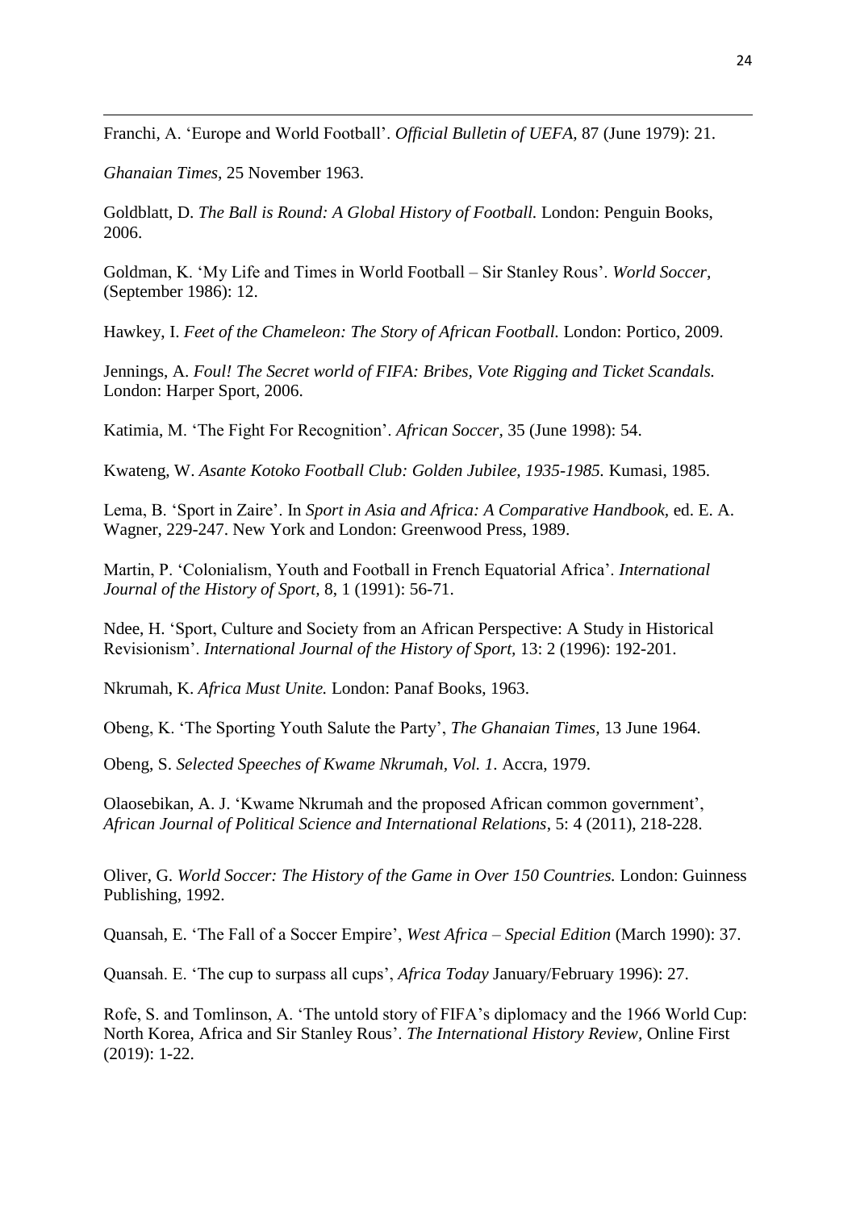Franchi, A. 'Europe and World Football'. *Official Bulletin of UEFA,* 87 (June 1979): 21.

*Ghanaian Times,* 25 November 1963.

Goldblatt, D. *The Ball is Round: A Global History of Football.* London: Penguin Books, 2006.

Goldman, K. 'My Life and Times in World Football – Sir Stanley Rous'. *World Soccer,* (September 1986): 12.

Hawkey, I. *Feet of the Chameleon: The Story of African Football.* London: Portico, 2009.

Jennings, A. *Foul! The Secret world of FIFA: Bribes, Vote Rigging and Ticket Scandals.* London: Harper Sport, 2006.

Katimia, M. 'The Fight For Recognition'. *African Soccer,* 35 (June 1998): 54.

Kwateng, W. *Asante Kotoko Football Club: Golden Jubilee, 1935-1985.* Kumasi, 1985.

Lema, B. 'Sport in Zaire'. In *Sport in Asia and Africa: A Comparative Handbook,* ed. E. A. Wagner, 229-247. New York and London: Greenwood Press, 1989.

Martin, P. 'Colonialism, Youth and Football in French Equatorial Africa'. *International Journal of the History of Sport,* 8, 1 (1991): 56-71.

Ndee, H. 'Sport, Culture and Society from an African Perspective: A Study in Historical Revisionism'. *International Journal of the History of Sport,* 13: 2 (1996): 192-201.

Nkrumah, K. *Africa Must Unite.* London: Panaf Books, 1963.

Obeng, K. 'The Sporting Youth Salute the Party', *The Ghanaian Times*, 13 June 1964.

Obeng, S. *Selected Speeches of Kwame Nkrumah, Vol. 1.* Accra, 1979.

Olaosebikan, A. J. 'Kwame Nkrumah and the proposed African common government', *African Journal of Political Science and International Relations*, 5: 4 (2011), 218-228.

Oliver, G. *World Soccer: The History of the Game in Over 150 Countries.* London: Guinness Publishing, 1992.

Quansah, E. 'The Fall of a Soccer Empire', *West Africa – Special Edition* (March 1990): 37.

Quansah. E. 'The cup to surpass all cups', *Africa Today* January/February 1996): 27.

Rofe, S. and Tomlinson, A. 'The untold story of FIFA's diplomacy and the 1966 World Cup: North Korea, Africa and Sir Stanley Rous'. *The International History Review,* Online First (2019): 1-22.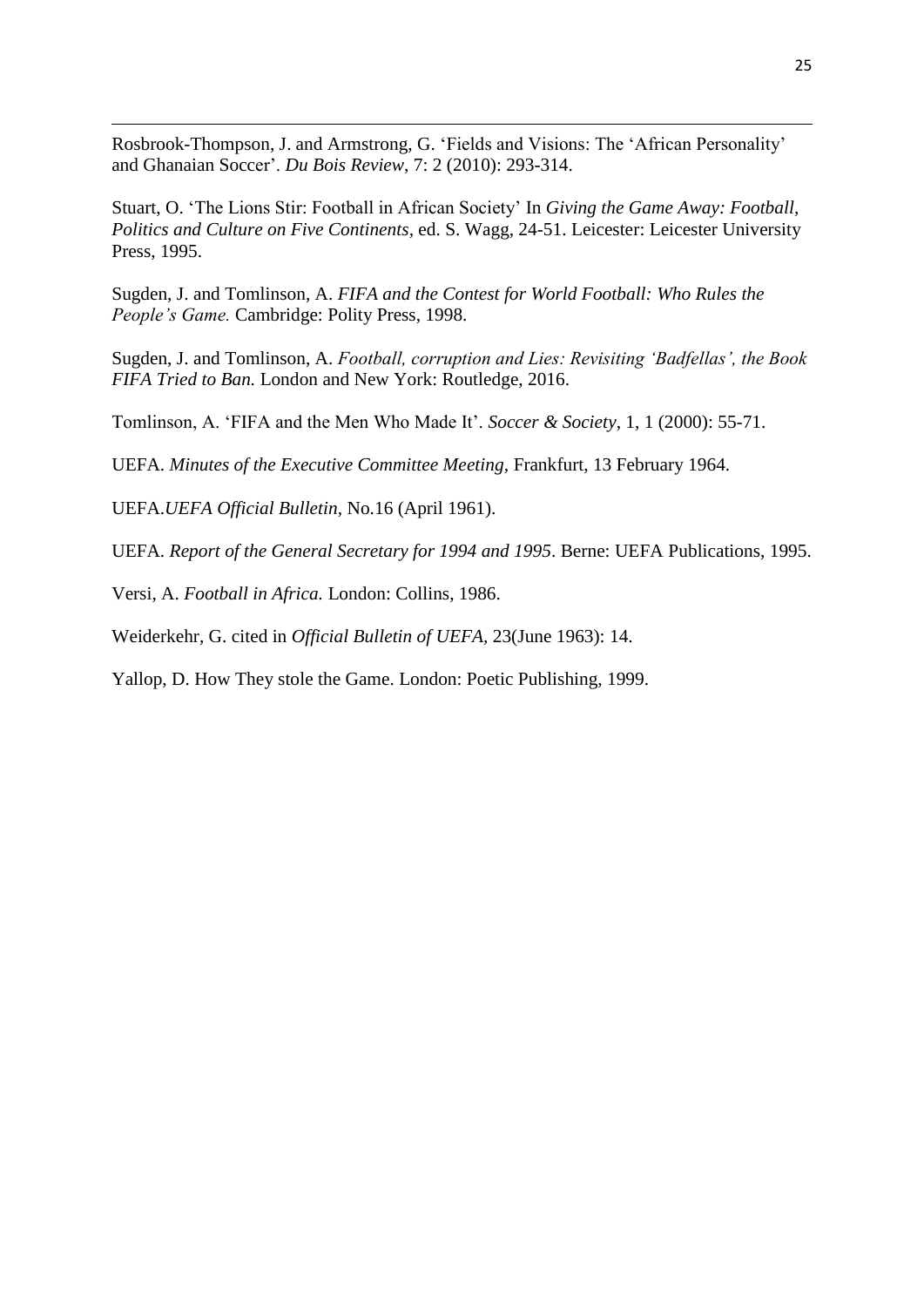Rosbrook-Thompson, J. and Armstrong, G. 'Fields and Visions: The 'African Personality' and Ghanaian Soccer'. *Du Bois Review*, 7: 2 (2010): 293-314.

Stuart, O. 'The Lions Stir: Football in African Society' In *Giving the Game Away: Football, Politics and Culture on Five Continents*, ed. S. Wagg, 24-51. Leicester: Leicester University Press, 1995.

Sugden, J. and Tomlinson, A. *FIFA and the Contest for World Football: Who Rules the People's Game.* Cambridge: Polity Press, 1998.

Sugden, J. and Tomlinson, A. *Football, corruption and Lies: Revisiting 'Badfellas', the Book FIFA Tried to Ban.* London and New York: Routledge, 2016.

Tomlinson, A. 'FIFA and the Men Who Made It'. *Soccer & Society*, 1, 1 (2000): 55-71.

UEFA. *Minutes of the Executive Committee Meeting*, Frankfurt, 13 February 1964.

UEFA.*UEFA Official Bulletin*, No.16 (April 1961).

UEFA. *Report of the General Secretary for 1994 and 1995*. Berne: UEFA Publications, 1995.

Versi, A. *Football in Africa.* London: Collins, 1986.

Weiderkehr, G. cited in *Official Bulletin of UEFA,* 23(June 1963): 14.

Yallop, D. How They stole the Game. London: Poetic Publishing, 1999.